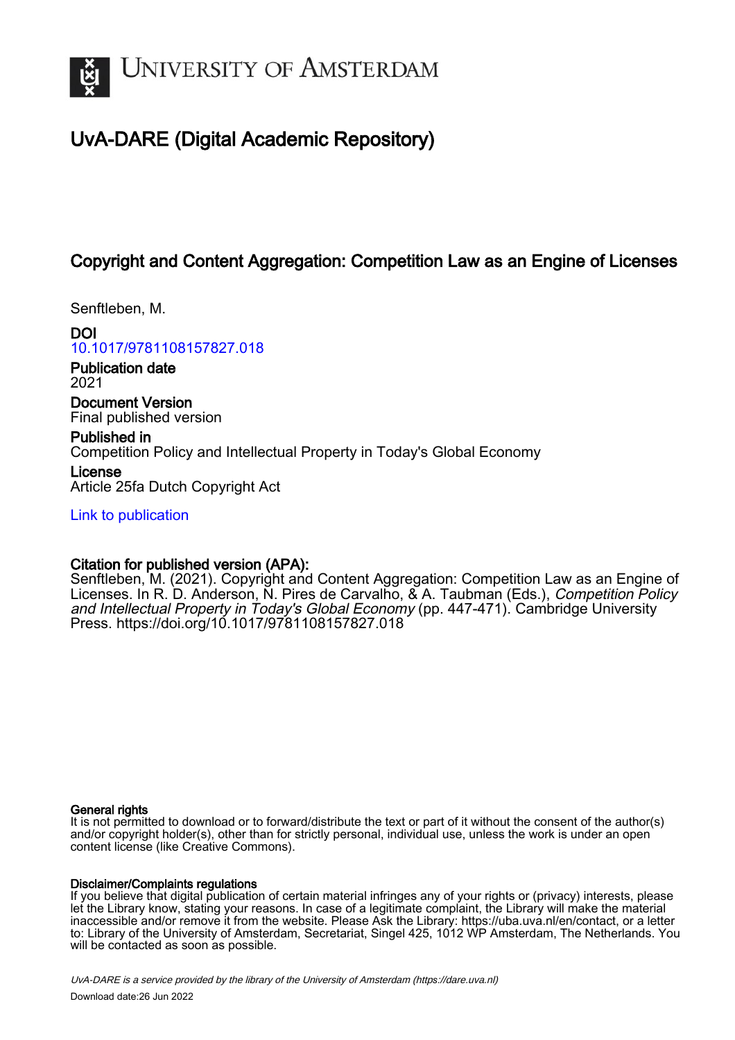# UvA-DARE (Digital Academic Repository)

## Copyright and Content Aggregation: Competition Law as an Engine of Licenses

Senftleben, M.

**DOI**
10.1017/9781108157827.018

**Publication date**
2021

**Document Version**
Final published version

**Published in**
Competition Policy and Intellectual Property in Today's Global Economy

**License**
Article 25fa Dutch Copyright Act

Link to publication

**Citation for published version (APA):**
Senftleben, M. (2021). Copyright and Content Aggregation: Competition Law as an Engine of Licenses. In R. D. Anderson, N. Pires de Carvalho, & A. Taubman (Eds.), *Competition Policy and Intellectual Property in Today's Global Economy* (pp. 447-471). Cambridge University Press. https://doi.org/10.1017/9781108157827.018

**General rights**
It is not permitted to download or to forward/distribute the text or part of it without the consent of the author(s) and/or copyright holder(s), other than for strictly personal, individual use, unless the work is under an open content license (like Creative Commons).

**Disclaimer/Complaints regulations**
If you believe that digital publication of certain material infringes any of your rights or (privacy) interests, please let the Library know, stating your reasons. In case of a legitimate complaint, the Library will make the material inaccessible and/or remove it from the website. Please Ask the Library: https://uba.uva.nl/en/contact, or a letter to: Library of the University of Amsterdam, Secretariat, Singel 425, 1012 WP Amsterdam, The Netherlands. You will be contacted as soon as possible.

UvA-DARE is a service provided by the library of the University of Amsterdam (https://dare.uva.nl)

Download date:26 Jun 2022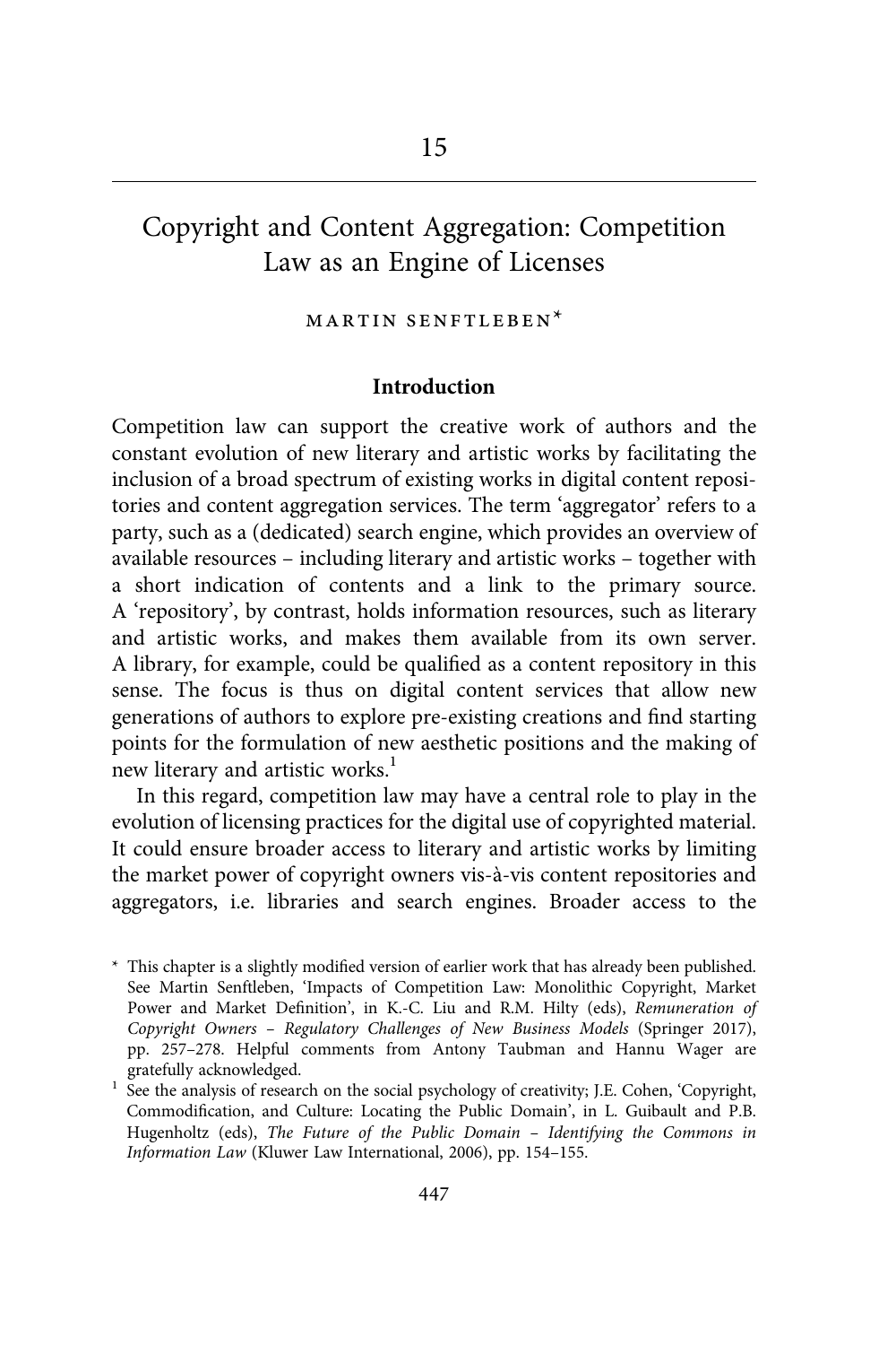# 15

## Copyright and Content Aggregation: Competition Law as an Engine of Licenses

MARTIN SENFTLEBEN*

### Introduction

Competition law can support the creative work of authors and the constant evolution of new literary and artistic works by facilitating the inclusion of a broad spectrum of existing works in digital content repositories and content aggregation services. The term 'aggregator' refers to a party, such as a (dedicated) search engine, which provides an overview of available resources – including literary and artistic works – together with a short indication of contents and a link to the primary source. A 'repository', by contrast, holds information resources, such as literary and artistic works, and makes them available from its own server. A library, for example, could be qualified as a content repository in this sense. The focus is thus on digital content services that allow new generations of authors to explore pre-existing creations and find starting points for the formulation of new aesthetic positions and the making of new literary and artistic works.[1]

In this regard, competition law may have a central role to play in the evolution of licensing practices for the digital use of copyrighted material. It could ensure broader access to literary and artistic works by limiting the market power of copyright owners vis-à-vis content repositories and aggregators, i.e. libraries and search engines. Broader access to the

---

* This chapter is a slightly modified version of earlier work that has already been published. See Martin Senftleben, 'Impacts of Competition Law: Monolithic Copyright, Market Power and Market Definition', in K.-C. Liu and R.M. Hilty (eds), *Remuneration of Copyright Owners – Regulatory Challenges of New Business Models* (Springer 2017), pp. 257–278. Helpful comments from Antony Taubman and Hannu Wager are gratefully acknowledged.

[1] See the analysis of research on the social psychology of creativity; J.E. Cohen, 'Copyright, Commodification, and Culture: Locating the Public Domain', in L. Guibault and P.B. Hugenholtz (eds), *The Future of the Public Domain – Identifying the Commons in Information Law* (Kluwer Law International, 2006), pp. 154–155.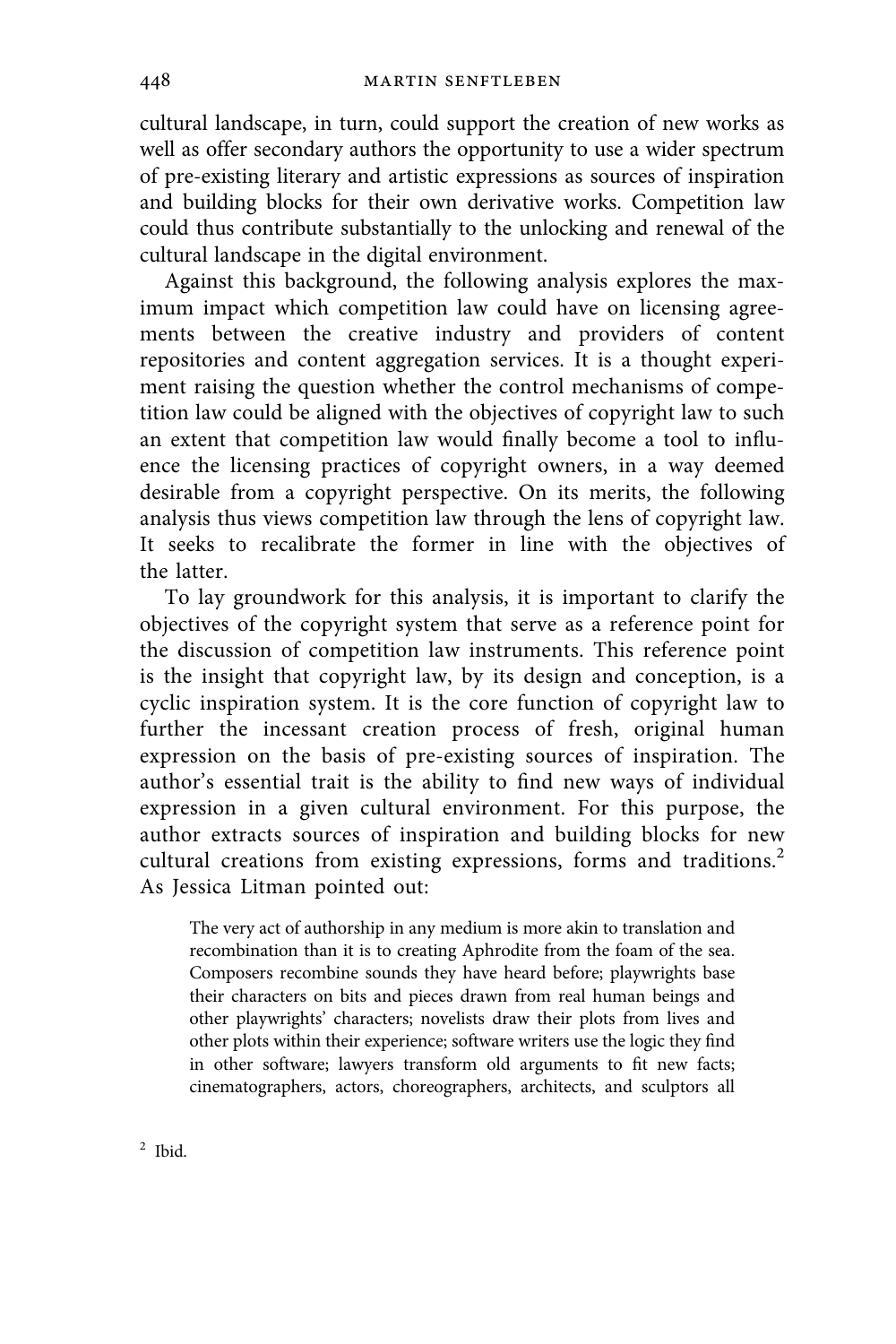cultural landscape, in turn, could support the creation of new works as well as offer secondary authors the opportunity to use a wider spectrum of pre-existing literary and artistic expressions as sources of inspiration and building blocks for their own derivative works. Competition law could thus contribute substantially to the unlocking and renewal of the cultural landscape in the digital environment.

Against this background, the following analysis explores the maximum impact which competition law could have on licensing agreements between the creative industry and providers of content repositories and content aggregation services. It is a thought experiment raising the question whether the control mechanisms of competition law could be aligned with the objectives of copyright law to such an extent that competition law would finally become a tool to influence the licensing practices of copyright owners, in a way deemed desirable from a copyright perspective. On its merits, the following analysis thus views competition law through the lens of copyright law. It seeks to recalibrate the former in line with the objectives of the latter.

To lay groundwork for this analysis, it is important to clarify the objectives of the copyright system that serve as a reference point for the discussion of competition law instruments. This reference point is the insight that copyright law, by its design and conception, is a cyclic inspiration system. It is the core function of copyright law to further the incessant creation process of fresh, original human expression on the basis of pre-existing sources of inspiration. The author's essential trait is the ability to find new ways of individual expression in a given cultural environment. For this purpose, the author extracts sources of inspiration and building blocks for new cultural creations from existing expressions, forms and traditions.[2] As Jessica Litman pointed out:

> The very act of authorship in any medium is more akin to translation and recombination than it is to creating Aphrodite from the foam of the sea. Composers recombine sounds they have heard before; playwrights base their characters on bits and pieces drawn from real human beings and other playwrights' characters; novelists draw their plots from lives and other plots within their experience; software writers use the logic they find in other software; lawyers transform old arguments to fit new facts; cinematographers, actors, choreographers, architects, and sculptors all

[2] Ibid.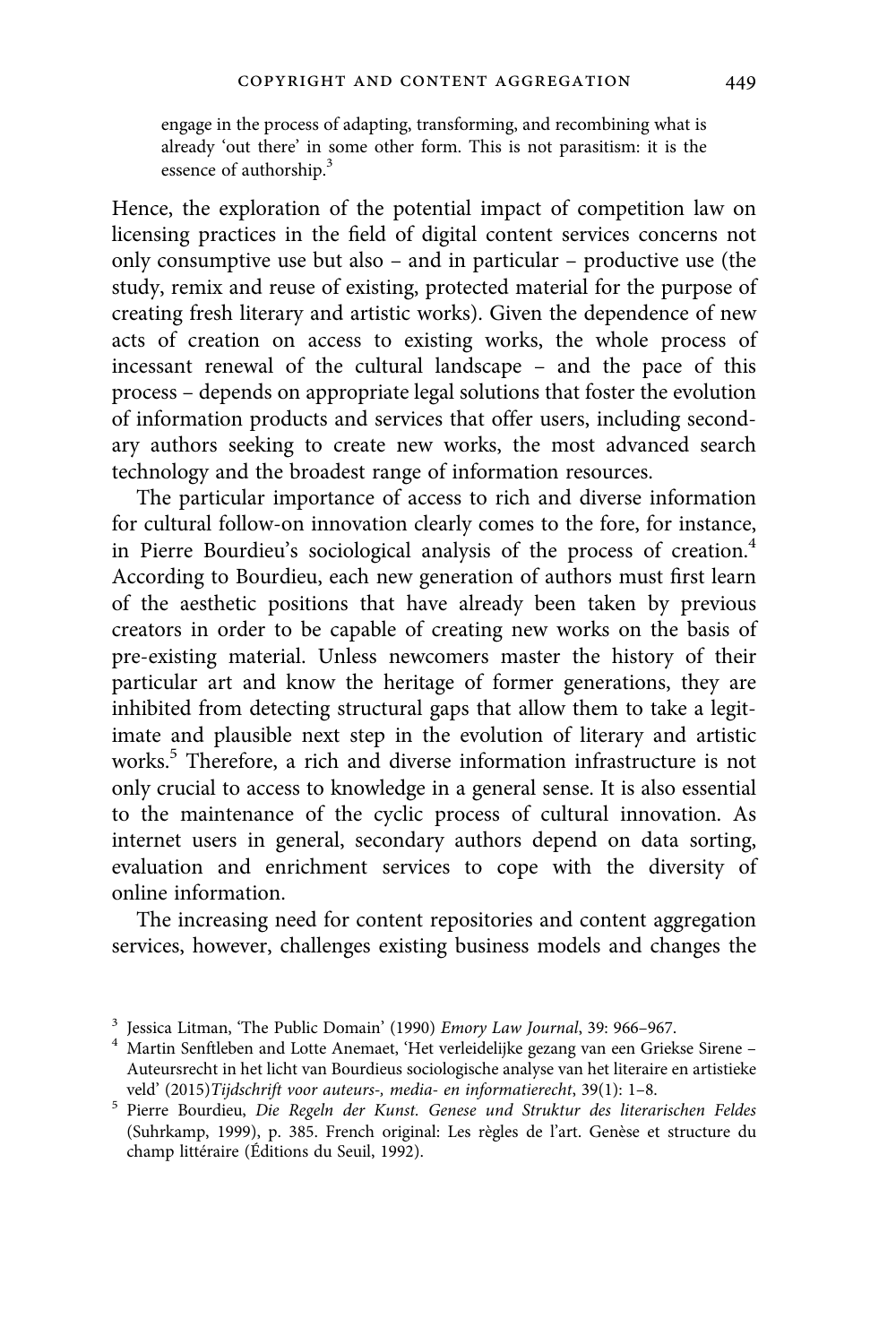> engage in the process of adapting, transforming, and recombining what is already 'out there' in some other form. This is not parasitism: it is the essence of authorship.[3]

Hence, the exploration of the potential impact of competition law on licensing practices in the field of digital content services concerns not only consumptive use but also – and in particular – productive use (the study, remix and reuse of existing, protected material for the purpose of creating fresh literary and artistic works). Given the dependence of new acts of creation on access to existing works, the whole process of incessant renewal of the cultural landscape – and the pace of this process – depends on appropriate legal solutions that foster the evolution of information products and services that offer users, including secondary authors seeking to create new works, the most advanced search technology and the broadest range of information resources.

The particular importance of access to rich and diverse information for cultural follow-on innovation clearly comes to the fore, for instance, in Pierre Bourdieu's sociological analysis of the process of creation.[4] According to Bourdieu, each new generation of authors must first learn of the aesthetic positions that have already been taken by previous creators in order to be capable of creating new works on the basis of pre-existing material. Unless newcomers master the history of their particular art and know the heritage of former generations, they are inhibited from detecting structural gaps that allow them to take a legitimate and plausible next step in the evolution of literary and artistic works.[5] Therefore, a rich and diverse information infrastructure is not only crucial to access to knowledge in a general sense. It is also essential to the maintenance of the cyclic process of cultural innovation. As internet users in general, secondary authors depend on data sorting, evaluation and enrichment services to cope with the diversity of online information.

The increasing need for content repositories and content aggregation services, however, challenges existing business models and changes the

---

[3] Jessica Litman, 'The Public Domain' (1990) *Emory Law Journal*, 39: 966–967.

[4] Martin Senftleben and Lotte Anemaet, 'Het verleidelijke gezang van een Griekse Sirene – Auteursrecht in het licht van Bourdieus sociologische analyse van het literaire en artistieke veld' (2015)*Tijdschrift voor auteurs-, media- en informatierecht*, 39(1): 1–8.

[5] Pierre Bourdieu, *Die Regeln der Kunst. Genese und Struktur des literarischen Feldes* (Suhrkamp, 1999), p. 385. French original: Les règles de l'art. Genèse et structure du champ littéraire (Éditions du Seuil, 1992).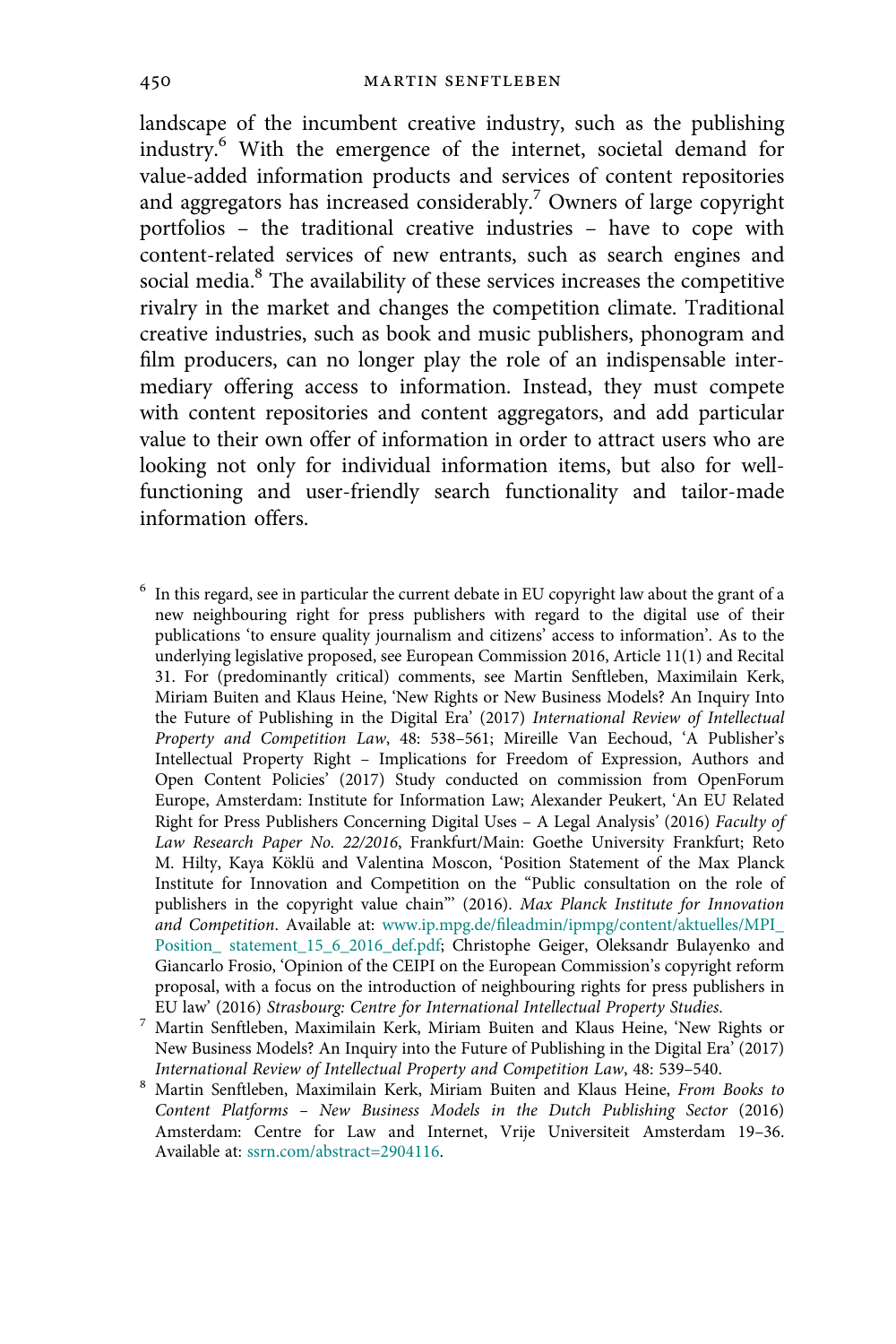landscape of the incumbent creative industry, such as the publishing industry.[6] With the emergence of the internet, societal demand for value-added information products and services of content repositories and aggregators has increased considerably.[7] Owners of large copyright portfolios – the traditional creative industries – have to cope with content-related services of new entrants, such as search engines and social media.[8] The availability of these services increases the competitive rivalry in the market and changes the competition climate. Traditional creative industries, such as book and music publishers, phonogram and film producers, can no longer play the role of an indispensable intermediary offering access to information. Instead, they must compete with content repositories and content aggregators, and add particular value to their own offer of information in order to attract users who are looking not only for individual information items, but also for well-functioning and user-friendly search functionality and tailor-made information offers.

[6] In this regard, see in particular the current debate in EU copyright law about the grant of a new neighbouring right for press publishers with regard to the digital use of their publications 'to ensure quality journalism and citizens' access to information'. As to the underlying legislative proposed, see European Commission 2016, Article 11(1) and Recital 31. For (predominantly critical) comments, see Martin Senftleben, Maximilain Kerk, Miriam Buiten and Klaus Heine, 'New Rights or New Business Models? An Inquiry Into the Future of Publishing in the Digital Era' (2017) *International Review of Intellectual Property and Competition Law*, 48: 538–561; Mireille Van Eechoud, 'A Publisher's Intellectual Property Right – Implications for Freedom of Expression, Authors and Open Content Policies' (2017) Study conducted on commission from OpenForum Europe, Amsterdam: Institute for Information Law; Alexander Peukert, 'An EU Related Right for Press Publishers Concerning Digital Uses – A Legal Analysis' (2016) *Faculty of Law Research Paper No. 22/2016*, Frankfurt/Main: Goethe University Frankfurt; Reto M. Hilty, Kaya Köklü and Valentina Moscon, 'Position Statement of the Max Planck Institute for Innovation and Competition on the "Public consultation on the role of publishers in the copyright value chain"' (2016). *Max Planck Institute for Innovation and Competition*. Available at: www.ip.mpg.de/fileadmin/ipmpg/content/aktuelles/MPI_Position_ statement_15_6_2016_def.pdf; Christophe Geiger, Oleksandr Bulayenko and Giancarlo Frosio, 'Opinion of the CEIPI on the European Commission's copyright reform proposal, with a focus on the introduction of neighbouring rights for press publishers in EU law' (2016) *Strasbourg: Centre for International Intellectual Property Studies.*

[7] Martin Senftleben, Maximilain Kerk, Miriam Buiten and Klaus Heine, 'New Rights or New Business Models? An Inquiry into the Future of Publishing in the Digital Era' (2017) *International Review of Intellectual Property and Competition Law*, 48: 539–540.

[8] Martin Senftleben, Maximilain Kerk, Miriam Buiten and Klaus Heine, *From Books to Content Platforms – New Business Models in the Dutch Publishing Sector* (2016) Amsterdam: Centre for Law and Internet, Vrije Universiteit Amsterdam 19–36. Available at: ssrn.com/abstract=2904116.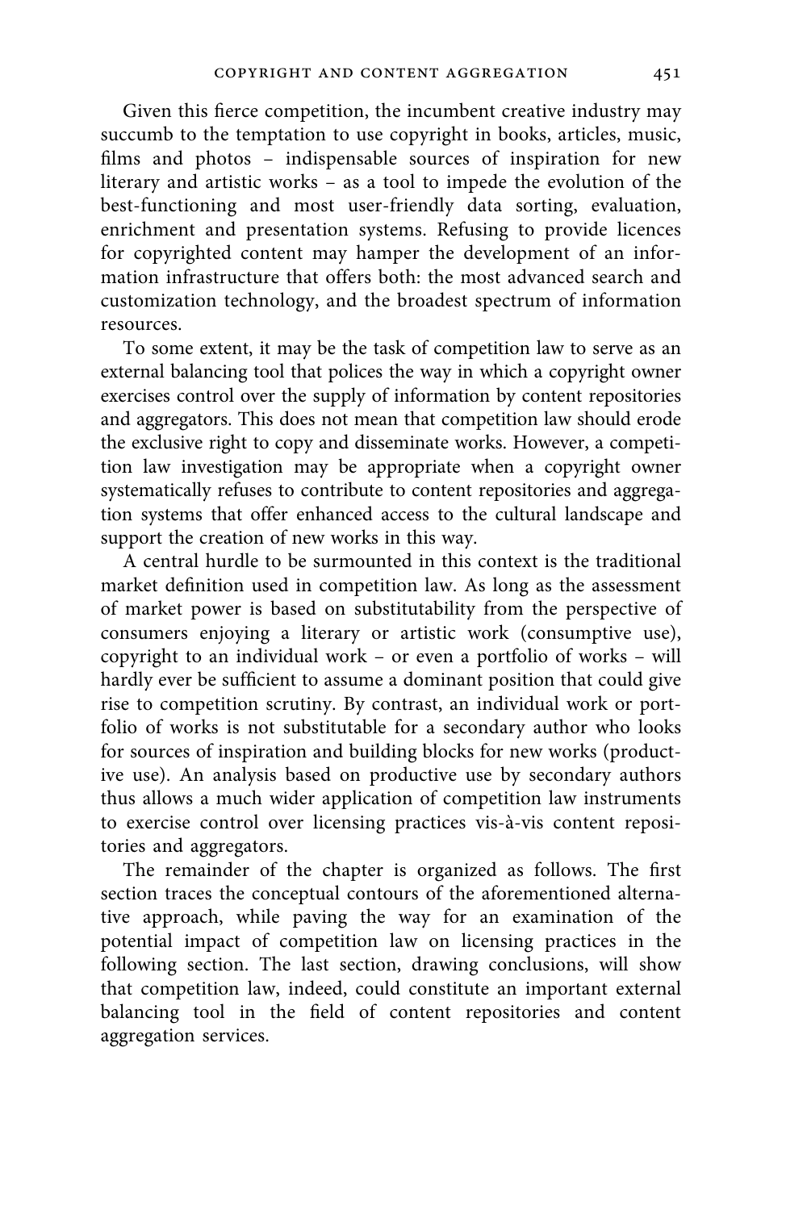Given this fierce competition, the incumbent creative industry may succumb to the temptation to use copyright in books, articles, music, films and photos – indispensable sources of inspiration for new literary and artistic works – as a tool to impede the evolution of the best-functioning and most user-friendly data sorting, evaluation, enrichment and presentation systems. Refusing to provide licences for copyrighted content may hamper the development of an information infrastructure that offers both: the most advanced search and customization technology, and the broadest spectrum of information resources.

To some extent, it may be the task of competition law to serve as an external balancing tool that polices the way in which a copyright owner exercises control over the supply of information by content repositories and aggregators. This does not mean that competition law should erode the exclusive right to copy and disseminate works. However, a competition law investigation may be appropriate when a copyright owner systematically refuses to contribute to content repositories and aggregation systems that offer enhanced access to the cultural landscape and support the creation of new works in this way.

A central hurdle to be surmounted in this context is the traditional market definition used in competition law. As long as the assessment of market power is based on substitutability from the perspective of consumers enjoying a literary or artistic work (consumptive use), copyright to an individual work – or even a portfolio of works – will hardly ever be sufficient to assume a dominant position that could give rise to competition scrutiny. By contrast, an individual work or portfolio of works is not substitutable for a secondary author who looks for sources of inspiration and building blocks for new works (productive use). An analysis based on productive use by secondary authors thus allows a much wider application of competition law instruments to exercise control over licensing practices vis-à-vis content repositories and aggregators.

The remainder of the chapter is organized as follows. The first section traces the conceptual contours of the aforementioned alternative approach, while paving the way for an examination of the potential impact of competition law on licensing practices in the following section. The last section, drawing conclusions, will show that competition law, indeed, could constitute an important external balancing tool in the field of content repositories and content aggregation services.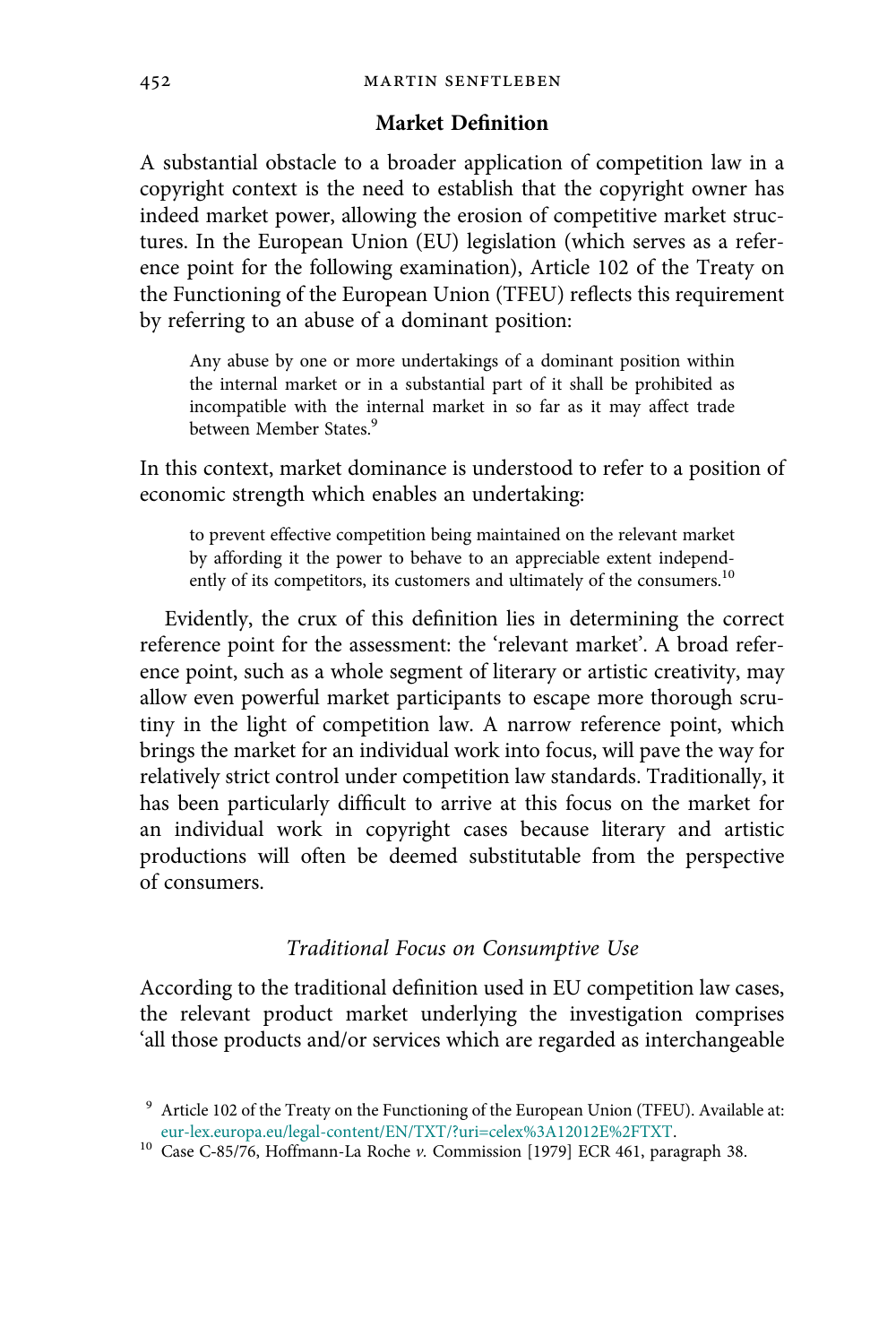## Market Definition

A substantial obstacle to a broader application of competition law in a copyright context is the need to establish that the copyright owner has indeed market power, allowing the erosion of competitive market structures. In the European Union (EU) legislation (which serves as a reference point for the following examination), Article 102 of the Treaty on the Functioning of the European Union (TFEU) reflects this requirement by referring to an abuse of a dominant position:

> Any abuse by one or more undertakings of a dominant position within the internal market or in a substantial part of it shall be prohibited as incompatible with the internal market in so far as it may affect trade between Member States.[9]

In this context, market dominance is understood to refer to a position of economic strength which enables an undertaking:

> to prevent effective competition being maintained on the relevant market by affording it the power to behave to an appreciable extent independently of its competitors, its customers and ultimately of the consumers.[10]

Evidently, the crux of this definition lies in determining the correct reference point for the assessment: the 'relevant market'. A broad reference point, such as a whole segment of literary or artistic creativity, may allow even powerful market participants to escape more thorough scrutiny in the light of competition law. A narrow reference point, which brings the market for an individual work into focus, will pave the way for relatively strict control under competition law standards. Traditionally, it has been particularly difficult to arrive at this focus on the market for an individual work in copyright cases because literary and artistic productions will often be deemed substitutable from the perspective of consumers.

### *Traditional Focus on Consumptive Use*

According to the traditional definition used in EU competition law cases, the relevant product market underlying the investigation comprises 'all those products and/or services which are regarded as interchangeable

---

[9] Article 102 of the Treaty on the Functioning of the European Union (TFEU). Available at: eur-lex.europa.eu/legal-content/EN/TXT/?uri=celex%3A12012E%2FTXT.

[10] Case C-85/76, Hoffmann-La Roche *v.* Commission [1979] ECR 461, paragraph 38.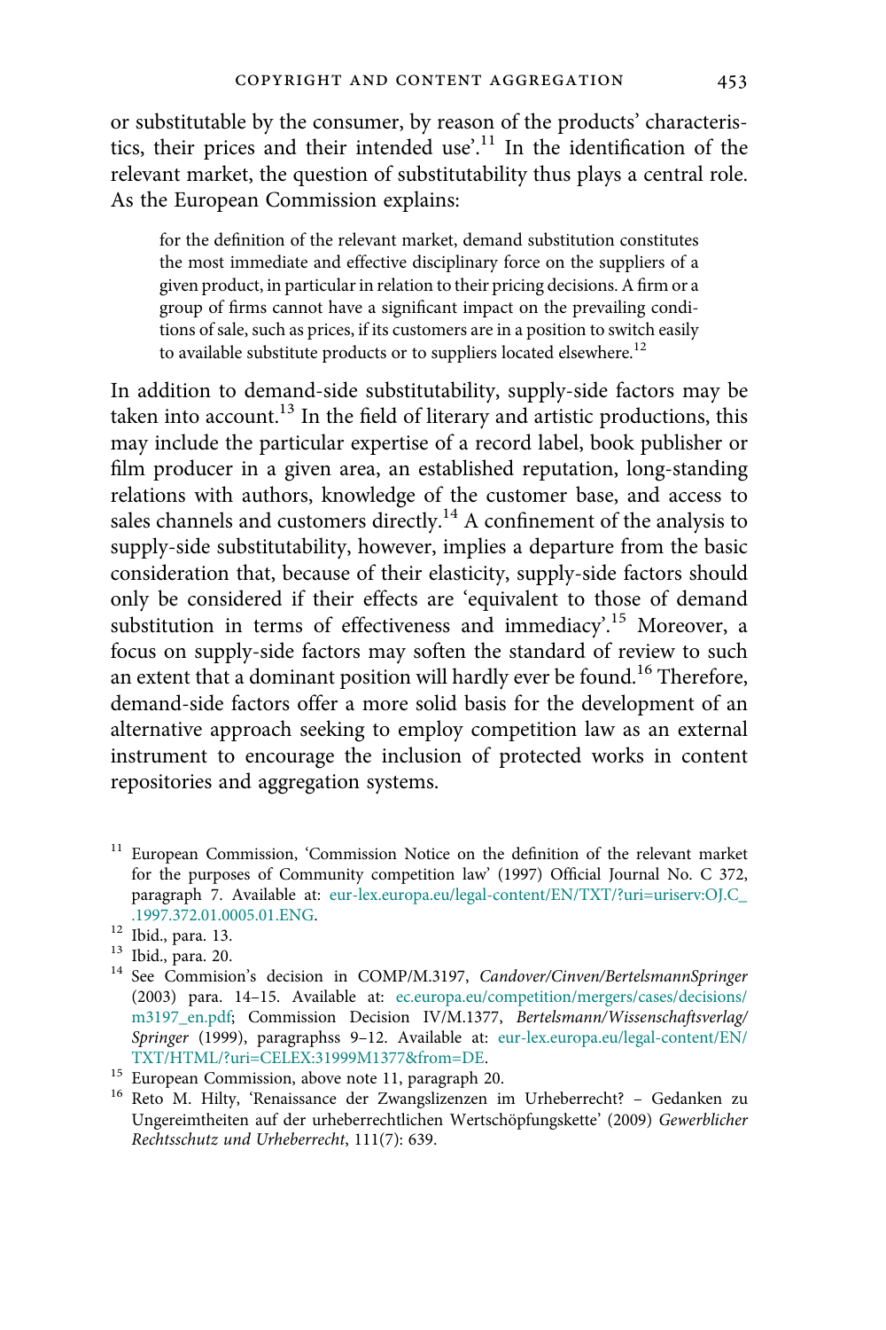or substitutable by the consumer, by reason of the products' characteristics, their prices and their intended use'.[11] In the identification of the relevant market, the question of substitutability thus plays a central role. As the European Commission explains:

> for the definition of the relevant market, demand substitution constitutes the most immediate and effective disciplinary force on the suppliers of a given product, in particular in relation to their pricing decisions. A firm or a group of firms cannot have a significant impact on the prevailing conditions of sale, such as prices, if its customers are in a position to switch easily to available substitute products or to suppliers located elsewhere.[12]

In addition to demand-side substitutability, supply-side factors may be taken into account.[13] In the field of literary and artistic productions, this may include the particular expertise of a record label, book publisher or film producer in a given area, an established reputation, long-standing relations with authors, knowledge of the customer base, and access to sales channels and customers directly.[14] A confinement of the analysis to supply-side substitutability, however, implies a departure from the basic consideration that, because of their elasticity, supply-side factors should only be considered if their effects are 'equivalent to those of demand substitution in terms of effectiveness and immediacy'.[15] Moreover, a focus on supply-side factors may soften the standard of review to such an extent that a dominant position will hardly ever be found.[16] Therefore, demand-side factors offer a more solid basis for the development of an alternative approach seeking to employ competition law as an external instrument to encourage the inclusion of protected works in content repositories and aggregation systems.

---

[11] European Commission, 'Commission Notice on the definition of the relevant market for the purposes of Community competition law' (1997) Official Journal No. C 372, paragraph 7. Available at: eur-lex.europa.eu/legal-content/EN/TXT/?uri=uriserv:OJ.C_.1997.372.01.0005.01.ENG.

[12] Ibid., para. 13.

[13] Ibid., para. 20.

[14] See Commision's decision in COMP/M.3197, *Candover/Cinven/BertelsmannSpringer* (2003) para. 14–15. Available at: ec.europa.eu/competition/mergers/cases/decisions/m3197_en.pdf; Commission Decision IV/M.1377, *Bertelsmann/Wissenschaftsverlag/Springer* (1999), paragraphss 9–12. Available at: eur-lex.europa.eu/legal-content/EN/TXT/HTML/?uri=CELEX:31999M1377&from=DE.

[15] European Commission, above note 11, paragraph 20.

[16] Reto M. Hilty, 'Renaissance der Zwangslizenzen im Urheberrecht? – Gedanken zu Ungereimtheiten auf der urheberrechtlichen Wertschöpfungskette' (2009) *Gewerblicher Rechtsschutz und Urheberrecht*, 111(7): 639.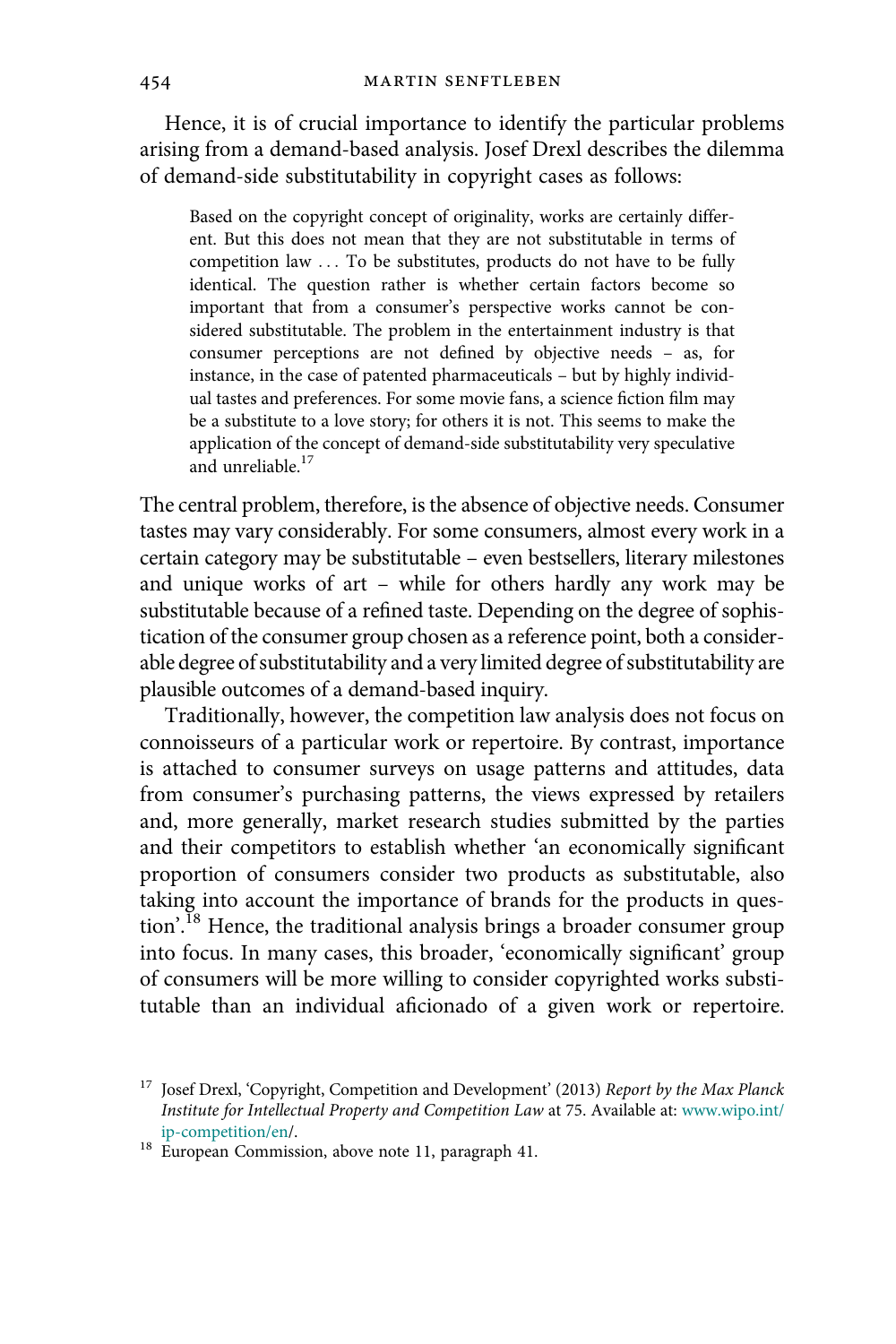Hence, it is of crucial importance to identify the particular problems arising from a demand-based analysis. Josef Drexl describes the dilemma of demand-side substitutability in copyright cases as follows:

> Based on the copyright concept of originality, works are certainly different. But this does not mean that they are not substitutable in terms of competition law . . . To be substitutes, products do not have to be fully identical. The question rather is whether certain factors become so important that from a consumer's perspective works cannot be considered substitutable. The problem in the entertainment industry is that consumer perceptions are not defined by objective needs – as, for instance, in the case of patented pharmaceuticals – but by highly individual tastes and preferences. For some movie fans, a science fiction film may be a substitute to a love story; for others it is not. This seems to make the application of the concept of demand-side substitutability very speculative and unreliable.[17]

The central problem, therefore, is the absence of objective needs. Consumer tastes may vary considerably. For some consumers, almost every work in a certain category may be substitutable – even bestsellers, literary milestones and unique works of art – while for others hardly any work may be substitutable because of a refined taste. Depending on the degree of sophistication of the consumer group chosen as a reference point, both a considerable degree of substitutability and a very limited degree of substitutability are plausible outcomes of a demand-based inquiry.

Traditionally, however, the competition law analysis does not focus on connoisseurs of a particular work or repertoire. By contrast, importance is attached to consumer surveys on usage patterns and attitudes, data from consumer's purchasing patterns, the views expressed by retailers and, more generally, market research studies submitted by the parties and their competitors to establish whether 'an economically significant proportion of consumers consider two products as substitutable, also taking into account the importance of brands for the products in question'.[18] Hence, the traditional analysis brings a broader consumer group into focus. In many cases, this broader, 'economically significant' group of consumers will be more willing to consider copyrighted works substitutable than an individual aficionado of a given work or repertoire.

---

[17] Josef Drexl, 'Copyright, Competition and Development' (2013) *Report by the Max Planck Institute for Intellectual Property and Competition Law* at 75. Available at: www.wipo.int/ip-competition/en/.

[18] European Commission, above note 11, paragraph 41.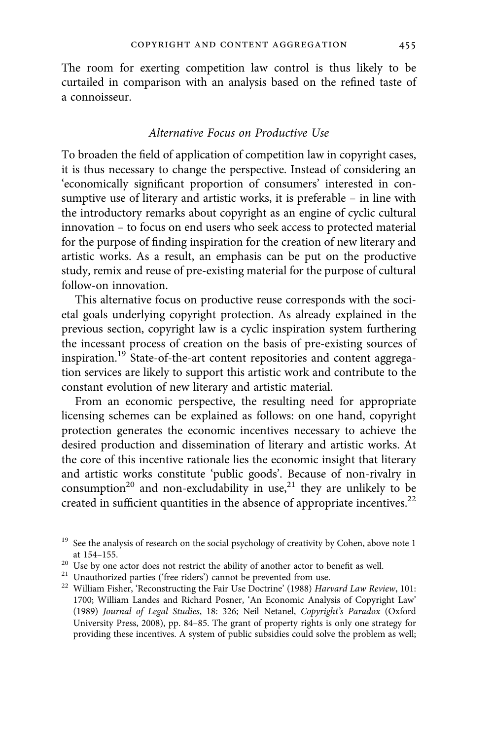The room for exerting competition law control is thus likely to be curtailed in comparison with an analysis based on the refined taste of a connoisseur.

### *Alternative Focus on Productive Use*

To broaden the field of application of competition law in copyright cases, it is thus necessary to change the perspective. Instead of considering an 'economically significant proportion of consumers' interested in consumptive use of literary and artistic works, it is preferable – in line with the introductory remarks about copyright as an engine of cyclic cultural innovation – to focus on end users who seek access to protected material for the purpose of finding inspiration for the creation of new literary and artistic works. As a result, an emphasis can be put on the productive study, remix and reuse of pre-existing material for the purpose of cultural follow-on innovation.

This alternative focus on productive reuse corresponds with the societal goals underlying copyright protection. As already explained in the previous section, copyright law is a cyclic inspiration system furthering the incessant process of creation on the basis of pre-existing sources of inspiration.[19] State-of-the-art content repositories and content aggregation services are likely to support this artistic work and contribute to the constant evolution of new literary and artistic material.

From an economic perspective, the resulting need for appropriate licensing schemes can be explained as follows: on one hand, copyright protection generates the economic incentives necessary to achieve the desired production and dissemination of literary and artistic works. At the core of this incentive rationale lies the economic insight that literary and artistic works constitute 'public goods'. Because of non-rivalry in consumption[20] and non-excludability in use,[21] they are unlikely to be created in sufficient quantities in the absence of appropriate incentives.[22]

[19] See the analysis of research on the social psychology of creativity by Cohen, above note 1 at 154–155.

[20] Use by one actor does not restrict the ability of another actor to benefit as well.

[21] Unauthorized parties ('free riders') cannot be prevented from use.

[22] William Fisher, 'Reconstructing the Fair Use Doctrine' (1988) *Harvard Law Review*, 101: 1700; William Landes and Richard Posner, 'An Economic Analysis of Copyright Law' (1989) *Journal of Legal Studies*, 18: 326; Neil Netanel, *Copyright's Paradox* (Oxford University Press, 2008), pp. 84–85. The grant of property rights is only one strategy for providing these incentives. A system of public subsidies could solve the problem as well;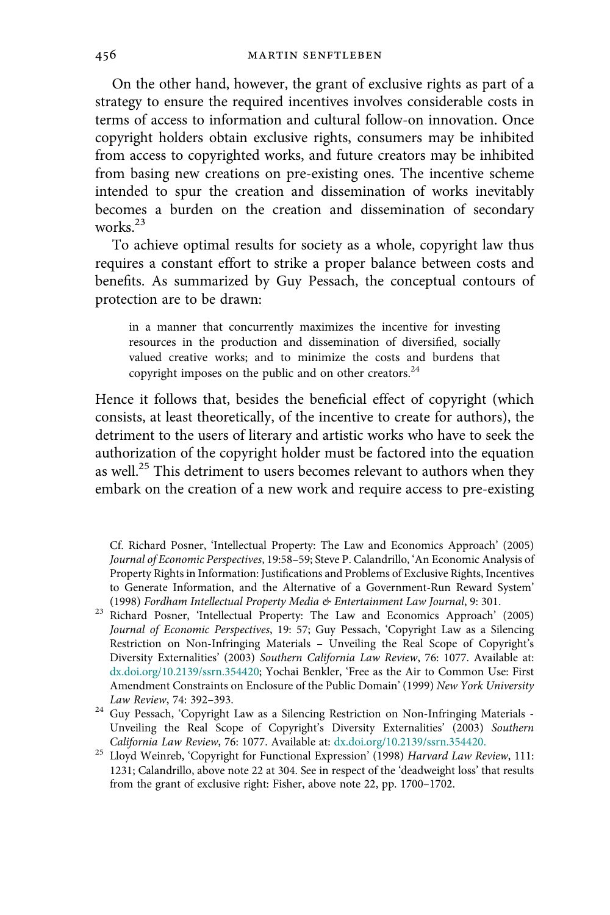On the other hand, however, the grant of exclusive rights as part of a strategy to ensure the required incentives involves considerable costs in terms of access to information and cultural follow-on innovation. Once copyright holders obtain exclusive rights, consumers may be inhibited from access to copyrighted works, and future creators may be inhibited from basing new creations on pre-existing ones. The incentive scheme intended to spur the creation and dissemination of works inevitably becomes a burden on the creation and dissemination of secondary works.[23]

To achieve optimal results for society as a whole, copyright law thus requires a constant effort to strike a proper balance between costs and benefits. As summarized by Guy Pessach, the conceptual contours of protection are to be drawn:

> in a manner that concurrently maximizes the incentive for investing resources in the production and dissemination of diversified, socially valued creative works; and to minimize the costs and burdens that copyright imposes on the public and on other creators.[24]

Hence it follows that, besides the beneficial effect of copyright (which consists, at least theoretically, of the incentive to create for authors), the detriment to the users of literary and artistic works who have to seek the authorization of the copyright holder must be factored into the equation as well.[25] This detriment to users becomes relevant to authors when they embark on the creation of a new work and require access to pre-existing

Cf. Richard Posner, 'Intellectual Property: The Law and Economics Approach' (2005) *Journal of Economic Perspectives*, 19:58–59; Steve P. Calandrillo, 'An Economic Analysis of Property Rights in Information: Justifications and Problems of Exclusive Rights, Incentives to Generate Information, and the Alternative of a Government-Run Reward System' (1998) *Fordham Intellectual Property Media & Entertainment Law Journal*, 9: 301.

[23] Richard Posner, 'Intellectual Property: The Law and Economics Approach' (2005) *Journal of Economic Perspectives*, 19: 57; Guy Pessach, 'Copyright Law as a Silencing Restriction on Non-Infringing Materials – Unveiling the Real Scope of Copyright's Diversity Externalities' (2003) *Southern California Law Review*, 76: 1077. Available at: dx.doi.org/10.2139/ssrn.354420; Yochai Benkler, 'Free as the Air to Common Use: First Amendment Constraints on Enclosure of the Public Domain' (1999) *New York University Law Review*, 74: 392–393.

[24] Guy Pessach, 'Copyright Law as a Silencing Restriction on Non-Infringing Materials - Unveiling the Real Scope of Copyright's Diversity Externalities' (2003) *Southern California Law Review*, 76: 1077. Available at: dx.doi.org/10.2139/ssrn.354420.

[25] Lloyd Weinreb, 'Copyright for Functional Expression' (1998) *Harvard Law Review*, 111: 1231; Calandrillo, above note 22 at 304. See in respect of the 'deadweight loss' that results from the grant of exclusive right: Fisher, above note 22, pp. 1700–1702.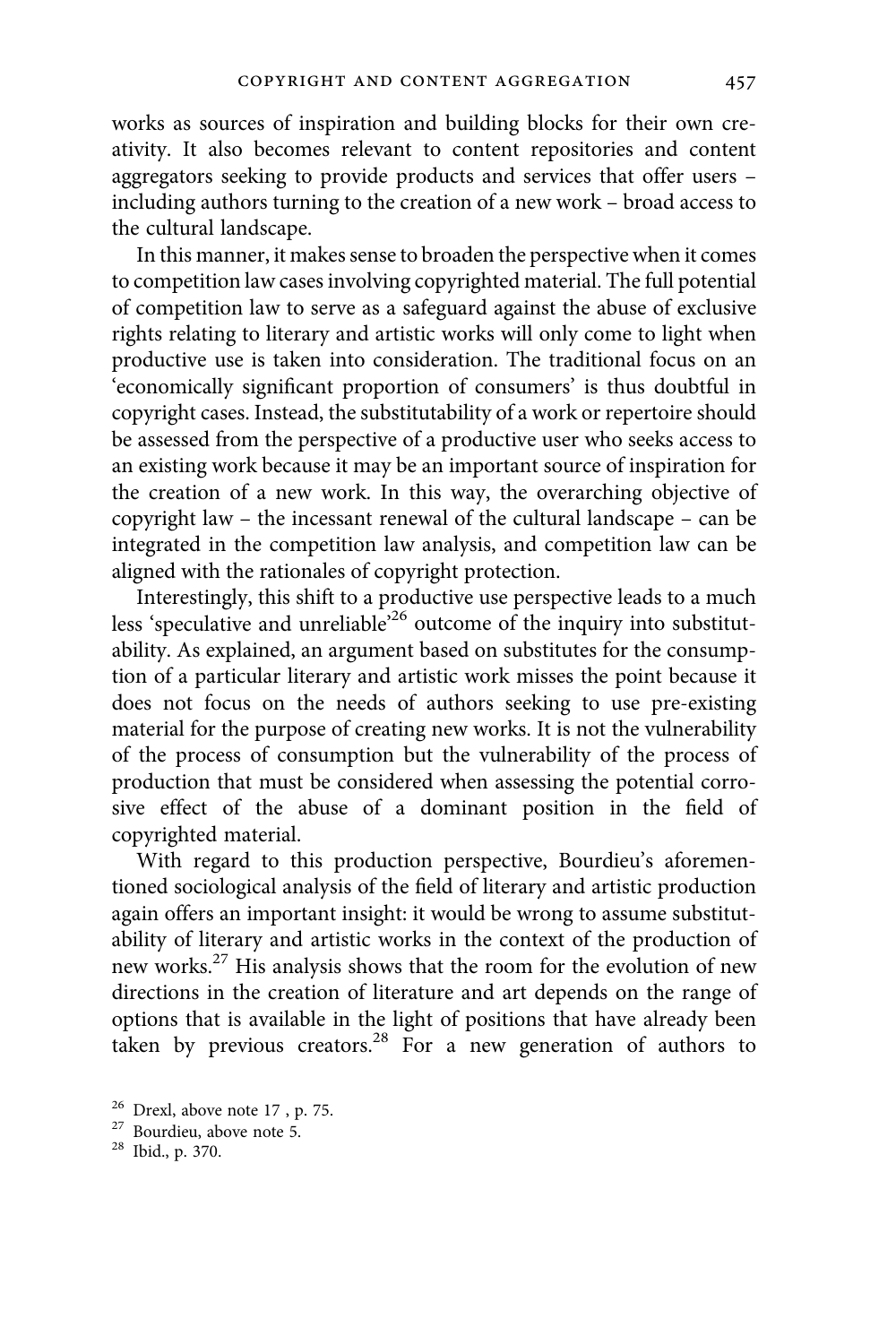works as sources of inspiration and building blocks for their own creativity. It also becomes relevant to content repositories and content aggregators seeking to provide products and services that offer users – including authors turning to the creation of a new work – broad access to the cultural landscape.

In this manner, it makes sense to broaden the perspective when it comes to competition law cases involving copyrighted material. The full potential of competition law to serve as a safeguard against the abuse of exclusive rights relating to literary and artistic works will only come to light when productive use is taken into consideration. The traditional focus on an 'economically significant proportion of consumers' is thus doubtful in copyright cases. Instead, the substitutability of a work or repertoire should be assessed from the perspective of a productive user who seeks access to an existing work because it may be an important source of inspiration for the creation of a new work. In this way, the overarching objective of copyright law – the incessant renewal of the cultural landscape – can be integrated in the competition law analysis, and competition law can be aligned with the rationales of copyright protection.

Interestingly, this shift to a productive use perspective leads to a much less 'speculative and unreliable'[26] outcome of the inquiry into substitutability. As explained, an argument based on substitutes for the consumption of a particular literary and artistic work misses the point because it does not focus on the needs of authors seeking to use pre-existing material for the purpose of creating new works. It is not the vulnerability of the process of consumption but the vulnerability of the process of production that must be considered when assessing the potential corrosive effect of the abuse of a dominant position in the field of copyrighted material.

With regard to this production perspective, Bourdieu's aforementioned sociological analysis of the field of literary and artistic production again offers an important insight: it would be wrong to assume substitutability of literary and artistic works in the context of the production of new works.[27] His analysis shows that the room for the evolution of new directions in the creation of literature and art depends on the range of options that is available in the light of positions that have already been taken by previous creators.[28] For a new generation of authors to

[26] Drexl, above note 17 , p. 75.
[27] Bourdieu, above note 5.
[28] Ibid., p. 370.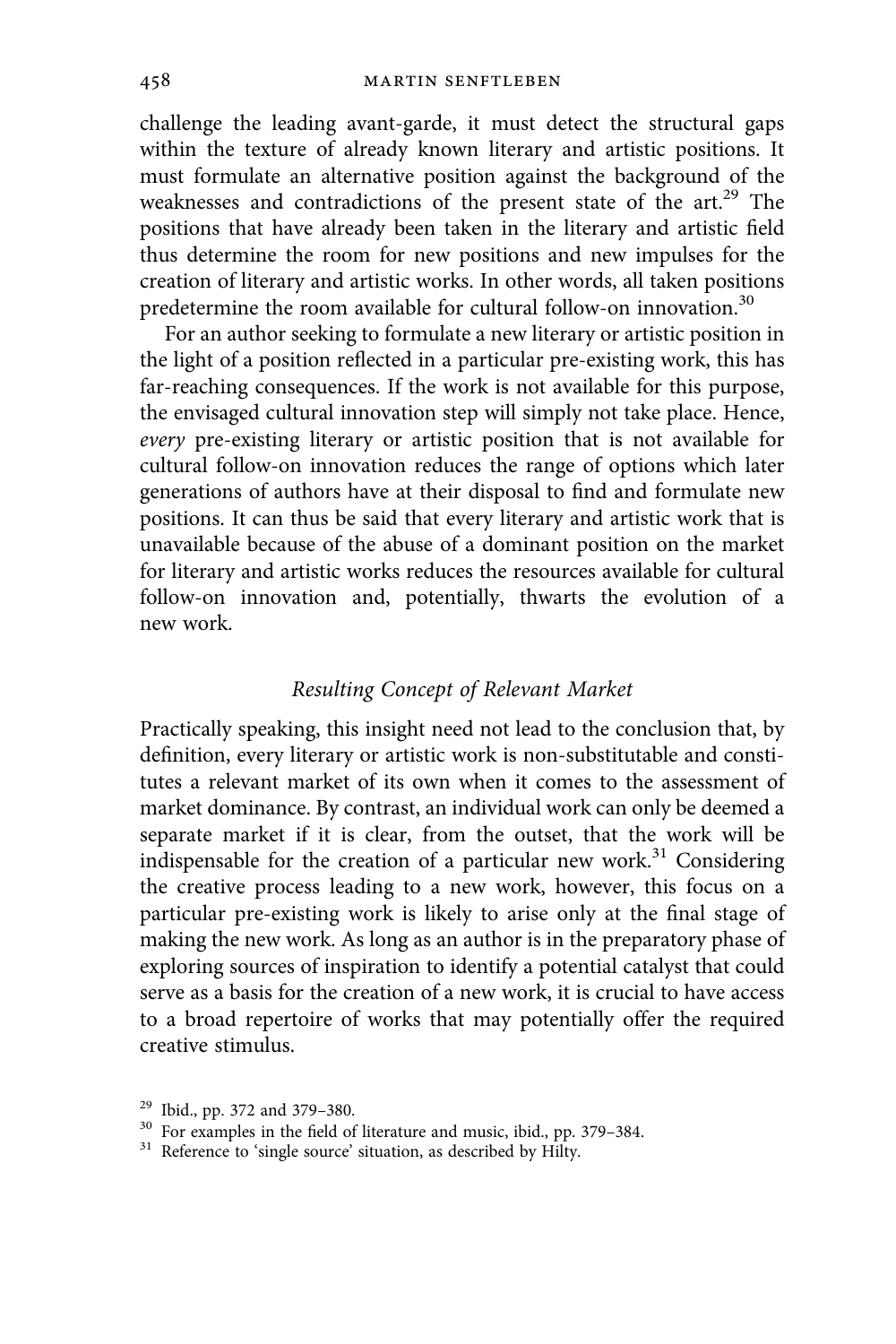challenge the leading avant-garde, it must detect the structural gaps within the texture of already known literary and artistic positions. It must formulate an alternative position against the background of the weaknesses and contradictions of the present state of the art.[29] The positions that have already been taken in the literary and artistic field thus determine the room for new positions and new impulses for the creation of literary and artistic works. In other words, all taken positions predetermine the room available for cultural follow-on innovation.[30]

For an author seeking to formulate a new literary or artistic position in the light of a position reflected in a particular pre-existing work, this has far-reaching consequences. If the work is not available for this purpose, the envisaged cultural innovation step will simply not take place. Hence, *every* pre-existing literary or artistic position that is not available for cultural follow-on innovation reduces the range of options which later generations of authors have at their disposal to find and formulate new positions. It can thus be said that every literary and artistic work that is unavailable because of the abuse of a dominant position on the market for literary and artistic works reduces the resources available for cultural follow-on innovation and, potentially, thwarts the evolution of a new work.

### *Resulting Concept of Relevant Market*

Practically speaking, this insight need not lead to the conclusion that, by definition, every literary or artistic work is non-substitutable and constitutes a relevant market of its own when it comes to the assessment of market dominance. By contrast, an individual work can only be deemed a separate market if it is clear, from the outset, that the work will be indispensable for the creation of a particular new work.[31] Considering the creative process leading to a new work, however, this focus on a particular pre-existing work is likely to arise only at the final stage of making the new work. As long as an author is in the preparatory phase of exploring sources of inspiration to identify a potential catalyst that could serve as a basis for the creation of a new work, it is crucial to have access to a broad repertoire of works that may potentially offer the required creative stimulus.

---

[29] Ibid., pp. 372 and 379–380.

[30] For examples in the field of literature and music, ibid., pp. 379–384.

[31] Reference to 'single source' situation, as described by Hilty.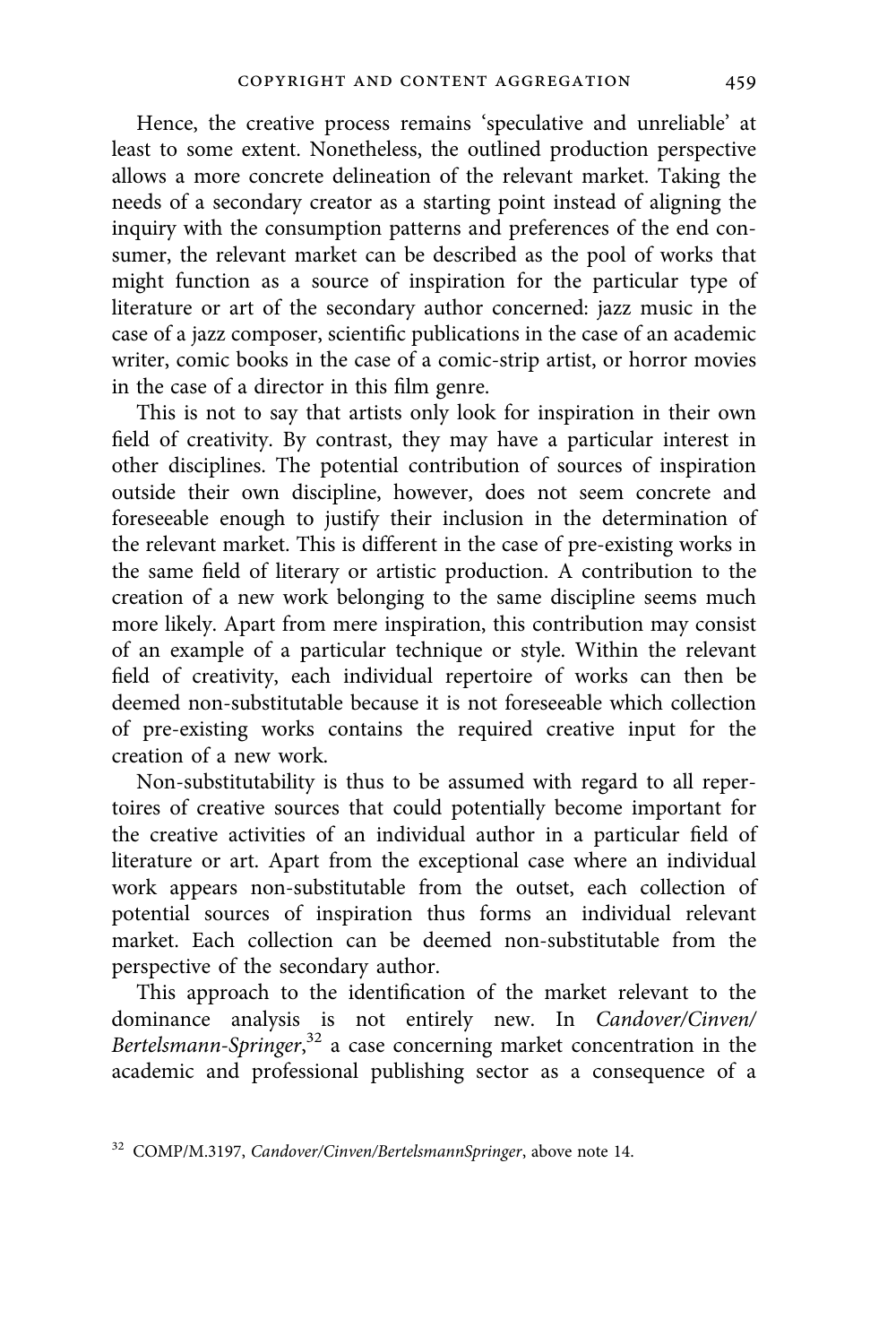Hence, the creative process remains 'speculative and unreliable' at least to some extent. Nonetheless, the outlined production perspective allows a more concrete delineation of the relevant market. Taking the needs of a secondary creator as a starting point instead of aligning the inquiry with the consumption patterns and preferences of the end consumer, the relevant market can be described as the pool of works that might function as a source of inspiration for the particular type of literature or art of the secondary author concerned: jazz music in the case of a jazz composer, scientific publications in the case of an academic writer, comic books in the case of a comic-strip artist, or horror movies in the case of a director in this film genre.

This is not to say that artists only look for inspiration in their own field of creativity. By contrast, they may have a particular interest in other disciplines. The potential contribution of sources of inspiration outside their own discipline, however, does not seem concrete and foreseeable enough to justify their inclusion in the determination of the relevant market. This is different in the case of pre-existing works in the same field of literary or artistic production. A contribution to the creation of a new work belonging to the same discipline seems much more likely. Apart from mere inspiration, this contribution may consist of an example of a particular technique or style. Within the relevant field of creativity, each individual repertoire of works can then be deemed non-substitutable because it is not foreseeable which collection of pre-existing works contains the required creative input for the creation of a new work.

Non-substitutability is thus to be assumed with regard to all repertoires of creative sources that could potentially become important for the creative activities of an individual author in a particular field of literature or art. Apart from the exceptional case where an individual work appears non-substitutable from the outset, each collection of potential sources of inspiration thus forms an individual relevant market. Each collection can be deemed non-substitutable from the perspective of the secondary author.

This approach to the identification of the market relevant to the dominance analysis is not entirely new. In *Candover/Cinven/Bertelsmann-Springer*,[32] a case concerning market concentration in the academic and professional publishing sector as a consequence of a

[32] COMP/M.3197, *Candover/Cinven/BertelsmannSpringer*, above note 14.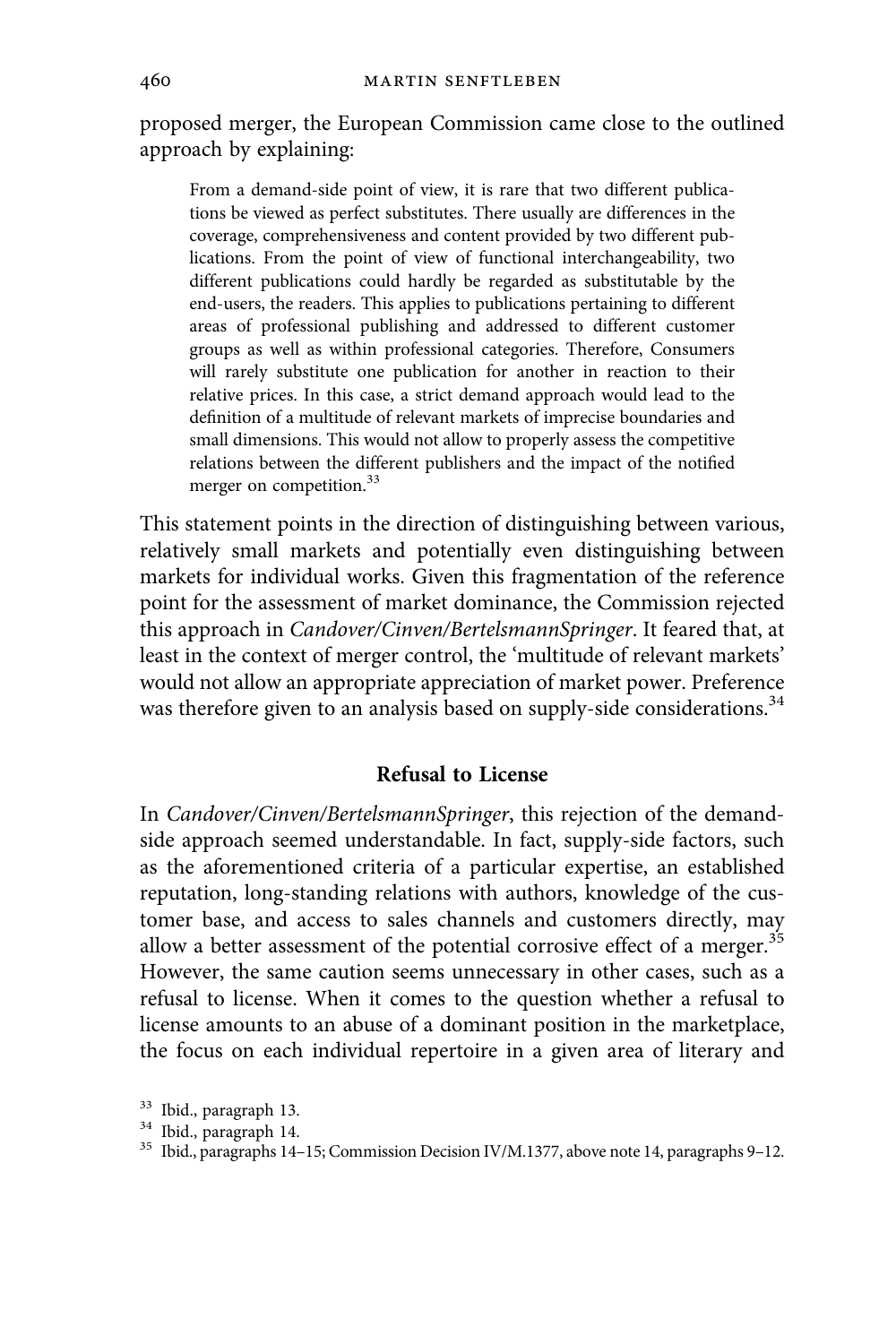proposed merger, the European Commission came close to the outlined approach by explaining:

> From a demand-side point of view, it is rare that two different publications be viewed as perfect substitutes. There usually are differences in the coverage, comprehensiveness and content provided by two different publications. From the point of view of functional interchangeability, two different publications could hardly be regarded as substitutable by the end-users, the readers. This applies to publications pertaining to different areas of professional publishing and addressed to different customer groups as well as within professional categories. Therefore, Consumers will rarely substitute one publication for another in reaction to their relative prices. In this case, a strict demand approach would lead to the definition of a multitude of relevant markets of imprecise boundaries and small dimensions. This would not allow to properly assess the competitive relations between the different publishers and the impact of the notified merger on competition.[33]

This statement points in the direction of distinguishing between various, relatively small markets and potentially even distinguishing between markets for individual works. Given this fragmentation of the reference point for the assessment of market dominance, the Commission rejected this approach in *Candover/Cinven/BertelsmannSpringer*. It feared that, at least in the context of merger control, the 'multitude of relevant markets' would not allow an appropriate appreciation of market power. Preference was therefore given to an analysis based on supply-side considerations.[34]

## Refusal to License

In *Candover/Cinven/BertelsmannSpringer*, this rejection of the demand-side approach seemed understandable. In fact, supply-side factors, such as the aforementioned criteria of a particular expertise, an established reputation, long-standing relations with authors, knowledge of the customer base, and access to sales channels and customers directly, may allow a better assessment of the potential corrosive effect of a merger.[35] However, the same caution seems unnecessary in other cases, such as a refusal to license. When it comes to the question whether a refusal to license amounts to an abuse of a dominant position in the marketplace, the focus on each individual repertoire in a given area of literary and

[33] Ibid., paragraph 13.

[34] Ibid., paragraph 14.

[35] Ibid., paragraphs 14–15; Commission Decision IV/M.1377, above note 14, paragraphs 9–12.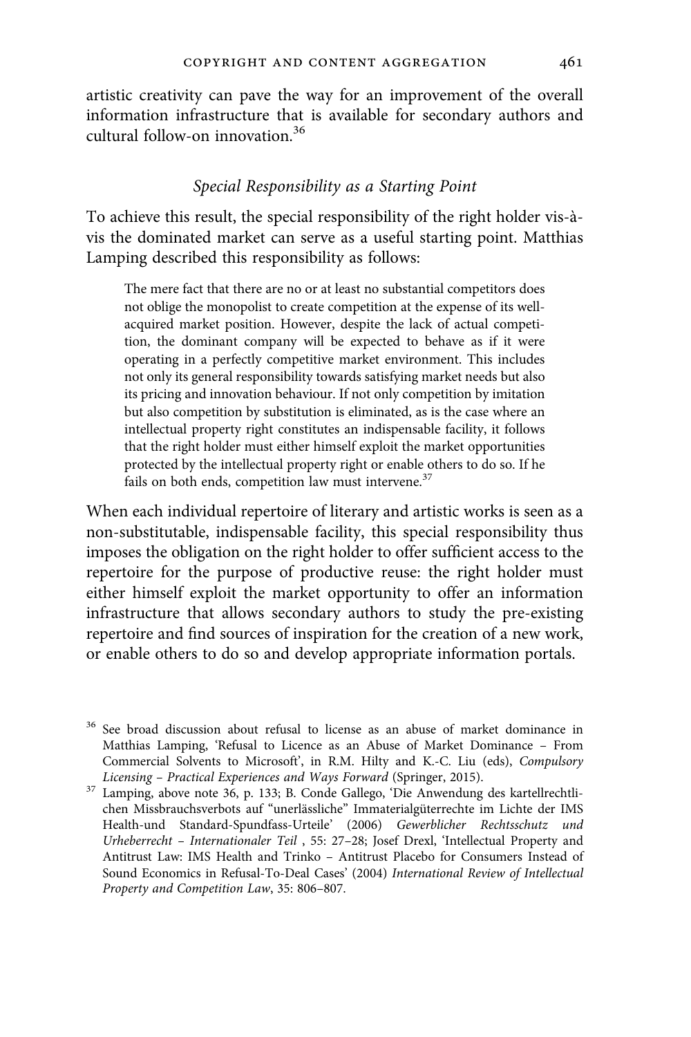artistic creativity can pave the way for an improvement of the overall information infrastructure that is available for secondary authors and cultural follow-on innovation.[36]

### *Special Responsibility as a Starting Point*

To achieve this result, the special responsibility of the right holder vis-à-vis the dominated market can serve as a useful starting point. Matthias Lamping described this responsibility as follows:

> The mere fact that there are no or at least no substantial competitors does not oblige the monopolist to create competition at the expense of its well-acquired market position. However, despite the lack of actual competition, the dominant company will be expected to behave as if it were operating in a perfectly competitive market environment. This includes not only its general responsibility towards satisfying market needs but also its pricing and innovation behaviour. If not only competition by imitation but also competition by substitution is eliminated, as is the case where an intellectual property right constitutes an indispensable facility, it follows that the right holder must either himself exploit the market opportunities protected by the intellectual property right or enable others to do so. If he fails on both ends, competition law must intervene.[37]

When each individual repertoire of literary and artistic works is seen as a non-substitutable, indispensable facility, this special responsibility thus imposes the obligation on the right holder to offer sufficient access to the repertoire for the purpose of productive reuse: the right holder must either himself exploit the market opportunity to offer an information infrastructure that allows secondary authors to study the pre-existing repertoire and find sources of inspiration for the creation of a new work, or enable others to do so and develop appropriate information portals.

---

[36] See broad discussion about refusal to license as an abuse of market dominance in Matthias Lamping, 'Refusal to Licence as an Abuse of Market Dominance – From Commercial Solvents to Microsoft', in R.M. Hilty and K.-C. Liu (eds), *Compulsory Licensing – Practical Experiences and Ways Forward* (Springer, 2015).

[37] Lamping, above note 36, p. 133; B. Conde Gallego, 'Die Anwendung des kartellrechtlichen Missbrauchsverbots auf "unerlässliche" Immaterialgüterrechte im Lichte der IMS Health-und Standard-Spundfass-Urteile' (2006) *Gewerblicher Rechtsschutz und Urheberrecht – Internationaler Teil* , 55: 27–28; Josef Drexl, 'Intellectual Property and Antitrust Law: IMS Health and Trinko – Antitrust Placebo for Consumers Instead of Sound Economics in Refusal-To-Deal Cases' (2004) *International Review of Intellectual Property and Competition Law*, 35: 806–807.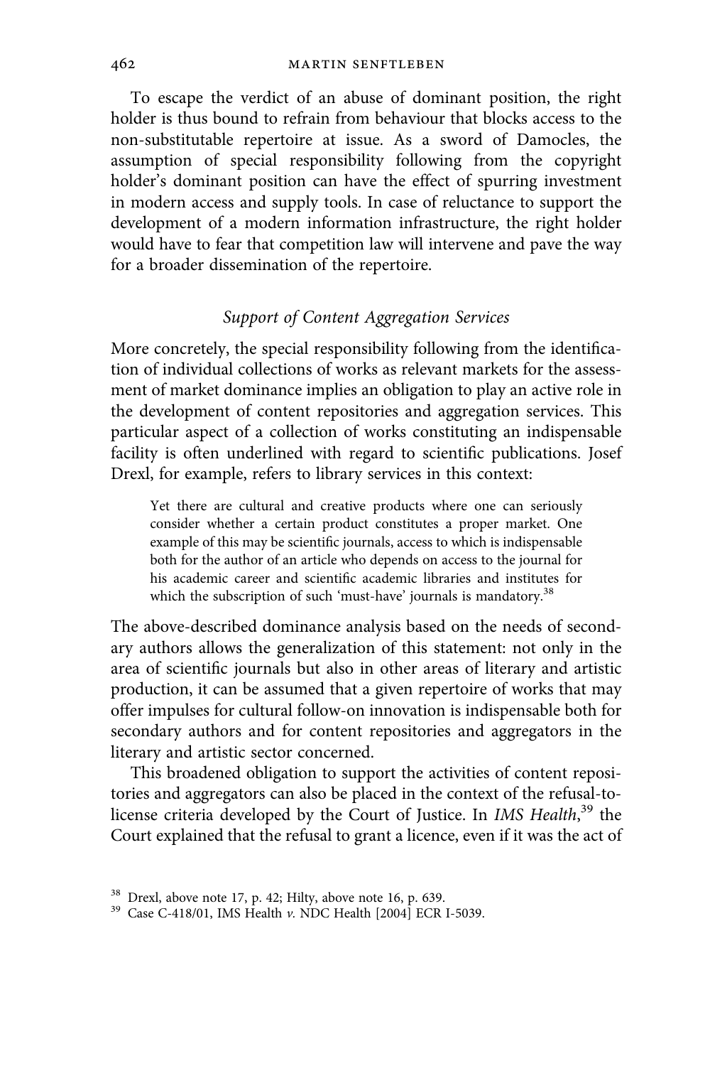To escape the verdict of an abuse of dominant position, the right holder is thus bound to refrain from behaviour that blocks access to the non-substitutable repertoire at issue. As a sword of Damocles, the assumption of special responsibility following from the copyright holder's dominant position can have the effect of spurring investment in modern access and supply tools. In case of reluctance to support the development of a modern information infrastructure, the right holder would have to fear that competition law will intervene and pave the way for a broader dissemination of the repertoire.

### *Support of Content Aggregation Services*

More concretely, the special responsibility following from the identification of individual collections of works as relevant markets for the assessment of market dominance implies an obligation to play an active role in the development of content repositories and aggregation services. This particular aspect of a collection of works constituting an indispensable facility is often underlined with regard to scientific publications. Josef Drexl, for example, refers to library services in this context:

> Yet there are cultural and creative products where one can seriously consider whether a certain product constitutes a proper market. One example of this may be scientific journals, access to which is indispensable both for the author of an article who depends on access to the journal for his academic career and scientific academic libraries and institutes for which the subscription of such 'must-have' journals is mandatory.[38]

The above-described dominance analysis based on the needs of secondary authors allows the generalization of this statement: not only in the area of scientific journals but also in other areas of literary and artistic production, it can be assumed that a given repertoire of works that may offer impulses for cultural follow-on innovation is indispensable both for secondary authors and for content repositories and aggregators in the literary and artistic sector concerned.

This broadened obligation to support the activities of content repositories and aggregators can also be placed in the context of the refusal-to-license criteria developed by the Court of Justice. In *IMS Health*,[39] the Court explained that the refusal to grant a licence, even if it was the act of

---

[38] Drexl, above note 17, p. 42; Hilty, above note 16, p. 639.

[39] Case C-418/01, IMS Health *v.* NDC Health [2004] ECR I-5039.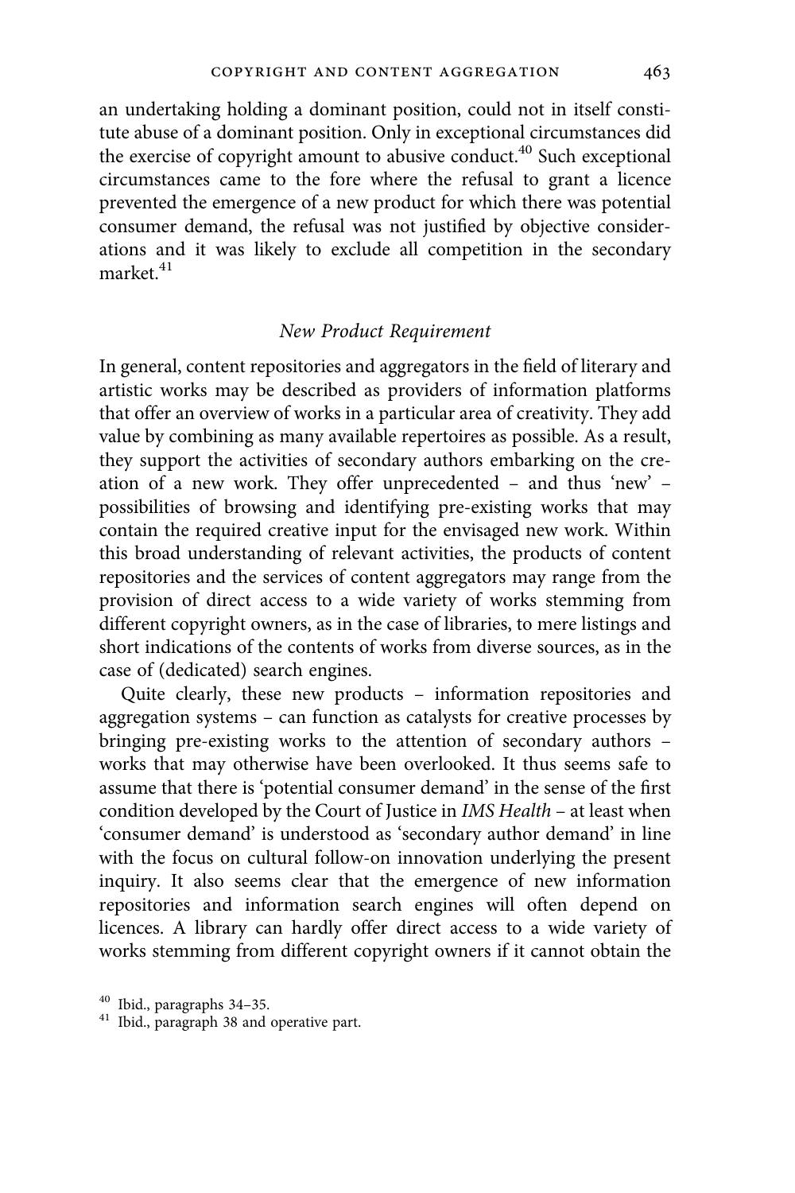an undertaking holding a dominant position, could not in itself constitute abuse of a dominant position. Only in exceptional circumstances did the exercise of copyright amount to abusive conduct.[40] Such exceptional circumstances came to the fore where the refusal to grant a licence prevented the emergence of a new product for which there was potential consumer demand, the refusal was not justified by objective considerations and it was likely to exclude all competition in the secondary market.[41]

### *New Product Requirement*

In general, content repositories and aggregators in the field of literary and artistic works may be described as providers of information platforms that offer an overview of works in a particular area of creativity. They add value by combining as many available repertoires as possible. As a result, they support the activities of secondary authors embarking on the creation of a new work. They offer unprecedented – and thus 'new' – possibilities of browsing and identifying pre-existing works that may contain the required creative input for the envisaged new work. Within this broad understanding of relevant activities, the products of content repositories and the services of content aggregators may range from the provision of direct access to a wide variety of works stemming from different copyright owners, as in the case of libraries, to mere listings and short indications of the contents of works from diverse sources, as in the case of (dedicated) search engines.

Quite clearly, these new products – information repositories and aggregation systems – can function as catalysts for creative processes by bringing pre-existing works to the attention of secondary authors – works that may otherwise have been overlooked. It thus seems safe to assume that there is 'potential consumer demand' in the sense of the first condition developed by the Court of Justice in *IMS Health* – at least when 'consumer demand' is understood as 'secondary author demand' in line with the focus on cultural follow-on innovation underlying the present inquiry. It also seems clear that the emergence of new information repositories and information search engines will often depend on licences. A library can hardly offer direct access to a wide variety of works stemming from different copyright owners if it cannot obtain the

[40] Ibid., paragraphs 34–35.

[41] Ibid., paragraph 38 and operative part.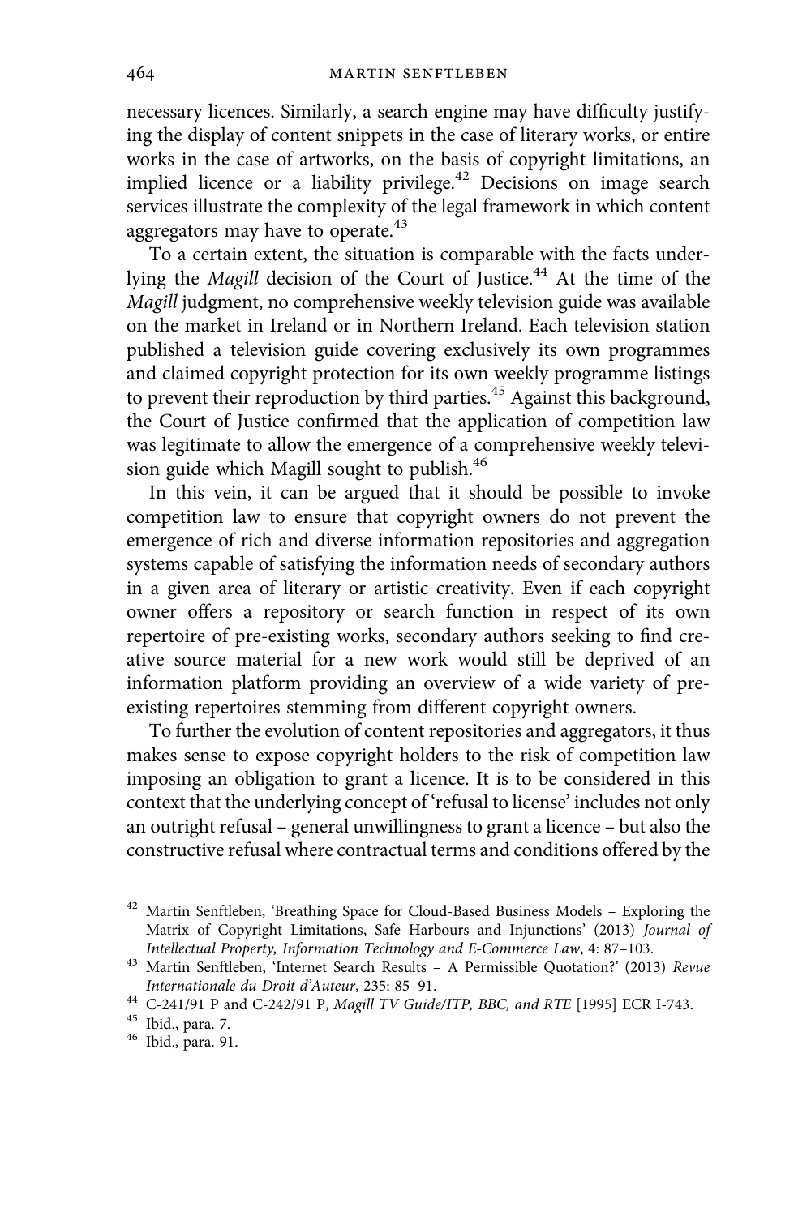necessary licences. Similarly, a search engine may have difficulty justifying the display of content snippets in the case of literary works, or entire works in the case of artworks, on the basis of copyright limitations, an implied licence or a liability privilege.[42] Decisions on image search services illustrate the complexity of the legal framework in which content aggregators may have to operate.[43]

To a certain extent, the situation is comparable with the facts underlying the *Magill* decision of the Court of Justice.[44] At the time of the *Magill* judgment, no comprehensive weekly television guide was available on the market in Ireland or in Northern Ireland. Each television station published a television guide covering exclusively its own programmes and claimed copyright protection for its own weekly programme listings to prevent their reproduction by third parties.[45] Against this background, the Court of Justice confirmed that the application of competition law was legitimate to allow the emergence of a comprehensive weekly television guide which Magill sought to publish.[46]

In this vein, it can be argued that it should be possible to invoke competition law to ensure that copyright owners do not prevent the emergence of rich and diverse information repositories and aggregation systems capable of satisfying the information needs of secondary authors in a given area of literary or artistic creativity. Even if each copyright owner offers a repository or search function in respect of its own repertoire of pre-existing works, secondary authors seeking to find creative source material for a new work would still be deprived of an information platform providing an overview of a wide variety of pre-existing repertoires stemming from different copyright owners.

To further the evolution of content repositories and aggregators, it thus makes sense to expose copyright holders to the risk of competition law imposing an obligation to grant a licence. It is to be considered in this context that the underlying concept of 'refusal to license' includes not only an outright refusal – general unwillingness to grant a licence – but also the constructive refusal where contractual terms and conditions offered by the

---

[42] Martin Senftleben, 'Breathing Space for Cloud-Based Business Models – Exploring the Matrix of Copyright Limitations, Safe Harbours and Injunctions' (2013) *Journal of Intellectual Property, Information Technology and E-Commerce Law*, 4: 87–103.

[43] Martin Senftleben, 'Internet Search Results – A Permissible Quotation?' (2013) *Revue Internationale du Droit d'Auteur*, 235: 85–91.

[44] C-241/91 P and C-242/91 P, *Magill TV Guide/ITP, BBC, and RTE* [1995] ECR I-743.

[45] Ibid., para. 7.

[46] Ibid., para. 91.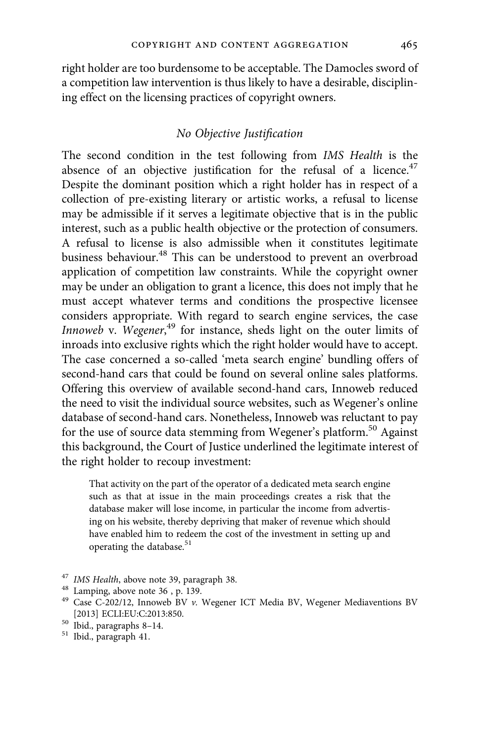right holder are too burdensome to be acceptable. The Damocles sword of a competition law intervention is thus likely to have a desirable, disciplining effect on the licensing practices of copyright owners.

### *No Objective Justification*

The second condition in the test following from *IMS Health* is the absence of an objective justification for the refusal of a licence.[47] Despite the dominant position which a right holder has in respect of a collection of pre-existing literary or artistic works, a refusal to license may be admissible if it serves a legitimate objective that is in the public interest, such as a public health objective or the protection of consumers. A refusal to license is also admissible when it constitutes legitimate business behaviour.[48] This can be understood to prevent an overbroad application of competition law constraints. While the copyright owner may be under an obligation to grant a licence, this does not imply that he must accept whatever terms and conditions the prospective licensee considers appropriate. With regard to search engine services, the case *Innoweb* v. *Wegener*,[49] for instance, sheds light on the outer limits of inroads into exclusive rights which the right holder would have to accept. The case concerned a so-called 'meta search engine' bundling offers of second-hand cars that could be found on several online sales platforms. Offering this overview of available second-hand cars, Innoweb reduced the need to visit the individual source websites, such as Wegener's online database of second-hand cars. Nonetheless, Innoweb was reluctant to pay for the use of source data stemming from Wegener's platform.[50] Against this background, the Court of Justice underlined the legitimate interest of the right holder to recoup investment:

> That activity on the part of the operator of a dedicated meta search engine such as that at issue in the main proceedings creates a risk that the database maker will lose income, in particular the income from advertising on his website, thereby depriving that maker of revenue which should have enabled him to redeem the cost of the investment in setting up and operating the database.[51]

---

[47] *IMS Health*, above note 39, paragraph 38.

[48] Lamping, above note 36 , p. 139.

[49] Case C-202/12, Innoweb BV *v.* Wegener ICT Media BV, Wegener Mediaventions BV [2013] ECLI:EU:C:2013:850.

[50] Ibid., paragraphs 8–14.

[51] Ibid., paragraph 41.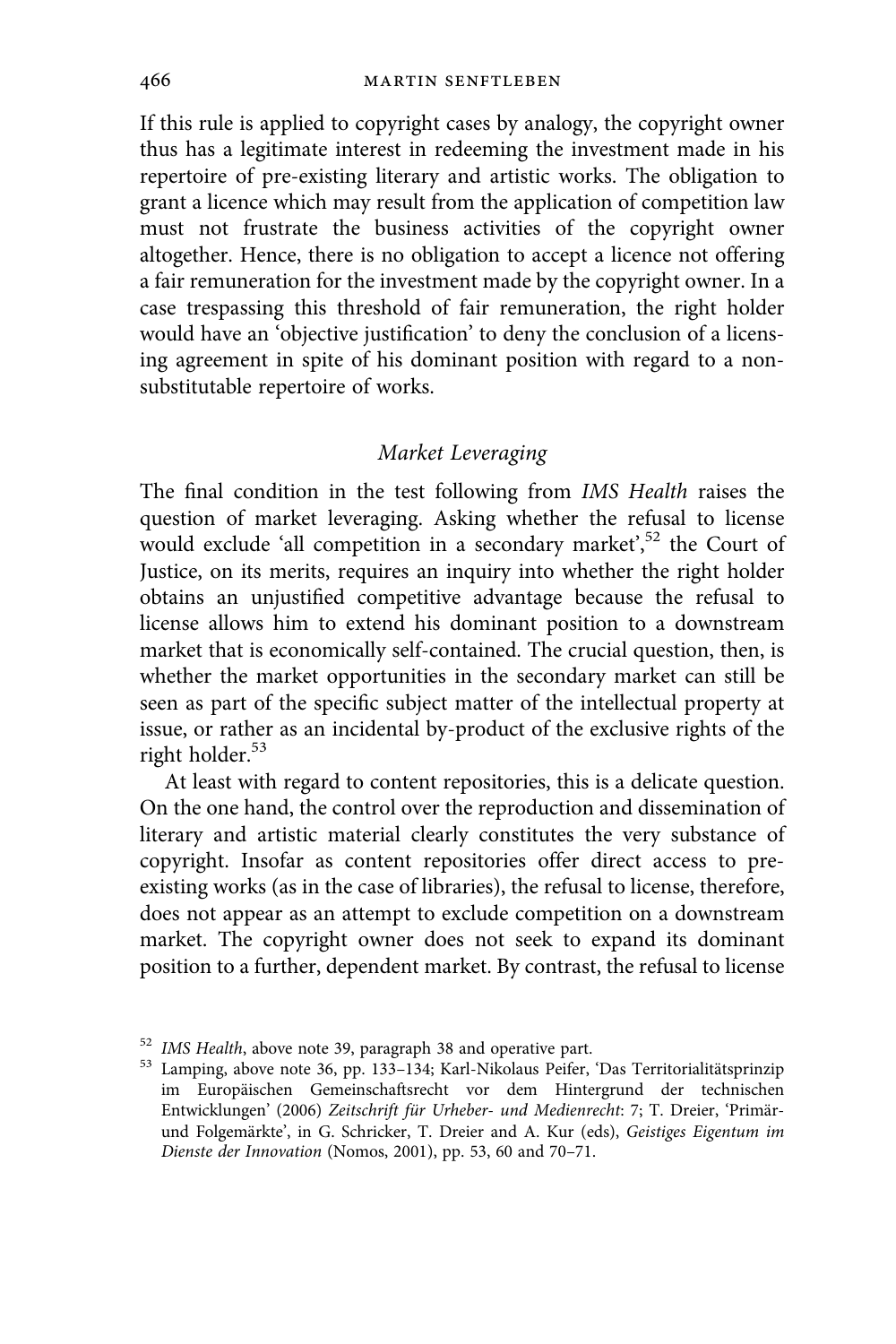If this rule is applied to copyright cases by analogy, the copyright owner thus has a legitimate interest in redeeming the investment made in his repertoire of pre-existing literary and artistic works. The obligation to grant a licence which may result from the application of competition law must not frustrate the business activities of the copyright owner altogether. Hence, there is no obligation to accept a licence not offering a fair remuneration for the investment made by the copyright owner. In a case trespassing this threshold of fair remuneration, the right holder would have an 'objective justification' to deny the conclusion of a licensing agreement in spite of his dominant position with regard to a non-substitutable repertoire of works.

### *Market Leveraging*

The final condition in the test following from *IMS Health* raises the question of market leveraging. Asking whether the refusal to license would exclude 'all competition in a secondary market',[52] the Court of Justice, on its merits, requires an inquiry into whether the right holder obtains an unjustified competitive advantage because the refusal to license allows him to extend his dominant position to a downstream market that is economically self-contained. The crucial question, then, is whether the market opportunities in the secondary market can still be seen as part of the specific subject matter of the intellectual property at issue, or rather as an incidental by-product of the exclusive rights of the right holder.[53]

At least with regard to content repositories, this is a delicate question. On the one hand, the control over the reproduction and dissemination of literary and artistic material clearly constitutes the very substance of copyright. Insofar as content repositories offer direct access to pre-existing works (as in the case of libraries), the refusal to license, therefore, does not appear as an attempt to exclude competition on a downstream market. The copyright owner does not seek to expand its dominant position to a further, dependent market. By contrast, the refusal to license

---

[52] *IMS Health*, above note 39, paragraph 38 and operative part.

[53] Lamping, above note 36, pp. 133–134; Karl-Nikolaus Peifer, 'Das Territorialitätsprinzip im Europäischen Gemeinschaftsrecht vor dem Hintergrund der technischen Entwicklungen' (2006) *Zeitschrift für Urheber- und Medienrecht*: 7; T. Dreier, 'Primär- und Folgemärkte', in G. Schricker, T. Dreier and A. Kur (eds), *Geistiges Eigentum im Dienste der Innovation* (Nomos, 2001), pp. 53, 60 and 70–71.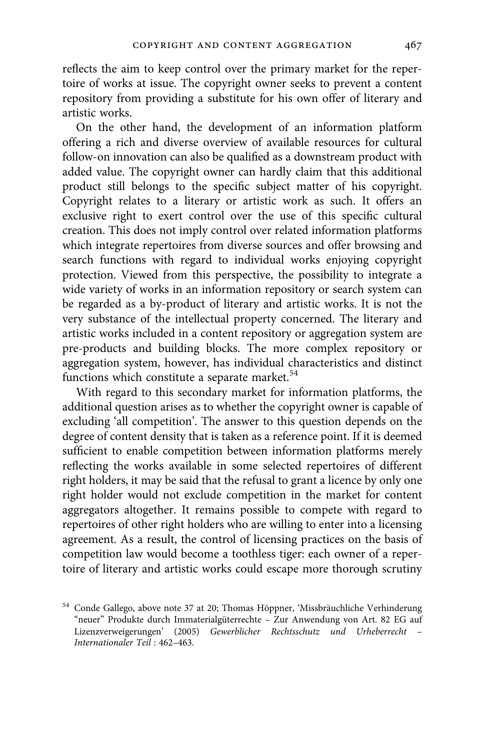reflects the aim to keep control over the primary market for the repertoire of works at issue. The copyright owner seeks to prevent a content repository from providing a substitute for his own offer of literary and artistic works.

On the other hand, the development of an information platform offering a rich and diverse overview of available resources for cultural follow-on innovation can also be qualified as a downstream product with added value. The copyright owner can hardly claim that this additional product still belongs to the specific subject matter of his copyright. Copyright relates to a literary or artistic work as such. It offers an exclusive right to exert control over the use of this specific cultural creation. This does not imply control over related information platforms which integrate repertoires from diverse sources and offer browsing and search functions with regard to individual works enjoying copyright protection. Viewed from this perspective, the possibility to integrate a wide variety of works in an information repository or search system can be regarded as a by-product of literary and artistic works. It is not the very substance of the intellectual property concerned. The literary and artistic works included in a content repository or aggregation system are pre-products and building blocks. The more complex repository or aggregation system, however, has individual characteristics and distinct functions which constitute a separate market.[54]

With regard to this secondary market for information platforms, the additional question arises as to whether the copyright owner is capable of excluding 'all competition'. The answer to this question depends on the degree of content density that is taken as a reference point. If it is deemed sufficient to enable competition between information platforms merely reflecting the works available in some selected repertoires of different right holders, it may be said that the refusal to grant a licence by only one right holder would not exclude competition in the market for content aggregators altogether. It remains possible to compete with regard to repertoires of other right holders who are willing to enter into a licensing agreement. As a result, the control of licensing practices on the basis of competition law would become a toothless tiger: each owner of a repertoire of literary and artistic works could escape more thorough scrutiny

[54] Conde Gallego, above note 37 at 20; Thomas Höppner, 'Missbräuchliche Verhinderung "neuer" Produkte durch Immaterialgüterrechte – Zur Anwendung von Art. 82 EG auf Lizenzverweigerungen' (2005) *Gewerblicher Rechtsschutz und Urheberrecht – Internationaler Teil* : 462–463.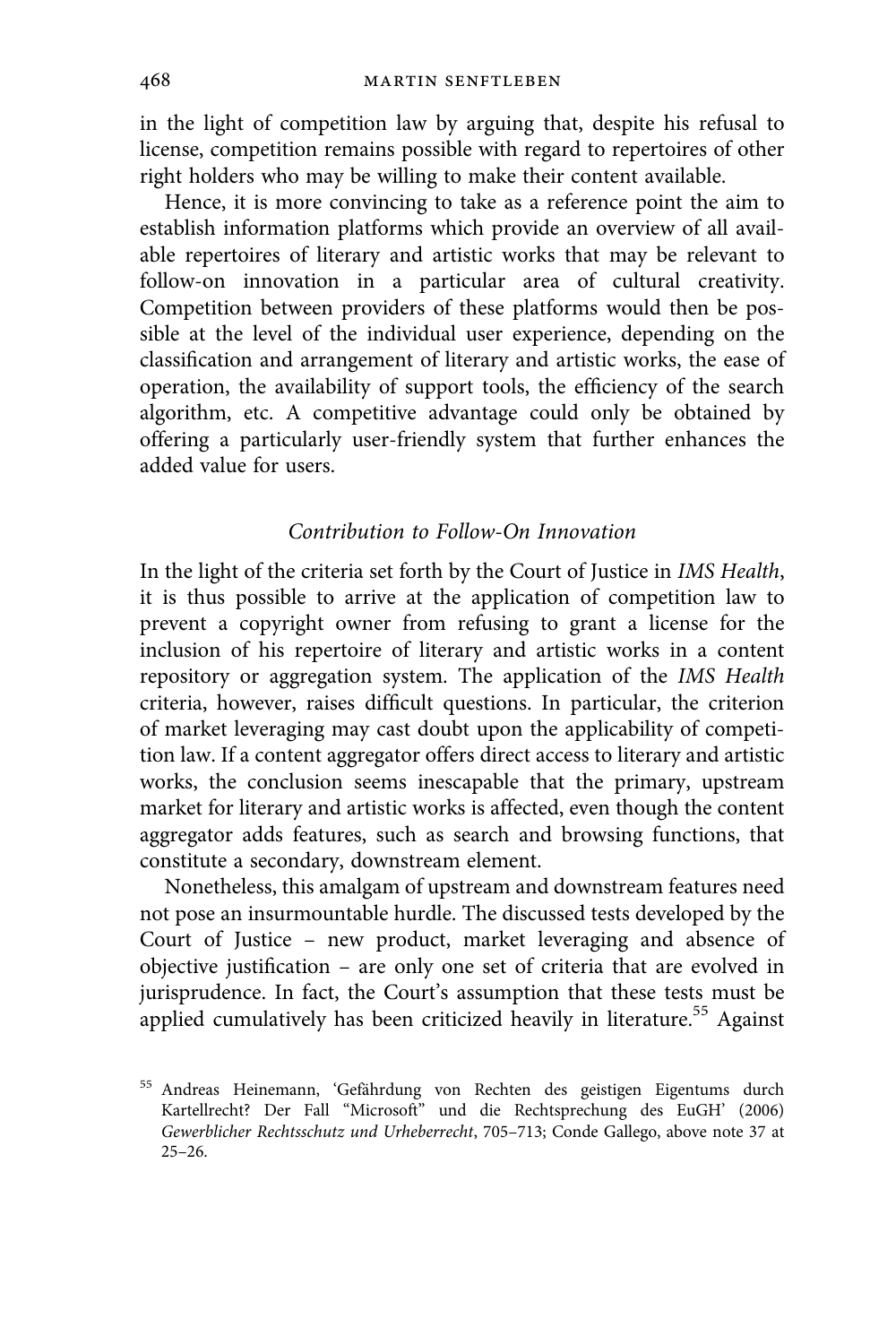in the light of competition law by arguing that, despite his refusal to license, competition remains possible with regard to repertoires of other right holders who may be willing to make their content available.

Hence, it is more convincing to take as a reference point the aim to establish information platforms which provide an overview of all available repertoires of literary and artistic works that may be relevant to follow-on innovation in a particular area of cultural creativity. Competition between providers of these platforms would then be possible at the level of the individual user experience, depending on the classification and arrangement of literary and artistic works, the ease of operation, the availability of support tools, the efficiency of the search algorithm, etc. A competitive advantage could only be obtained by offering a particularly user-friendly system that further enhances the added value for users.

### *Contribution to Follow-On Innovation*

In the light of the criteria set forth by the Court of Justice in *IMS Health*, it is thus possible to arrive at the application of competition law to prevent a copyright owner from refusing to grant a license for the inclusion of his repertoire of literary and artistic works in a content repository or aggregation system. The application of the *IMS Health* criteria, however, raises difficult questions. In particular, the criterion of market leveraging may cast doubt upon the applicability of competition law. If a content aggregator offers direct access to literary and artistic works, the conclusion seems inescapable that the primary, upstream market for literary and artistic works is affected, even though the content aggregator adds features, such as search and browsing functions, that constitute a secondary, downstream element.

Nonetheless, this amalgam of upstream and downstream features need not pose an insurmountable hurdle. The discussed tests developed by the Court of Justice – new product, market leveraging and absence of objective justification – are only one set of criteria that are evolved in jurisprudence. In fact, the Court's assumption that these tests must be applied cumulatively has been criticized heavily in literature.[55] Against

[55] Andreas Heinemann, 'Gefährdung von Rechten des geistigen Eigentums durch Kartellrecht? Der Fall "Microsoft" und die Rechtsprechung des EuGH' (2006) *Gewerblicher Rechtsschutz und Urheberrecht*, 705–713; Conde Gallego, above note 37 at 25–26.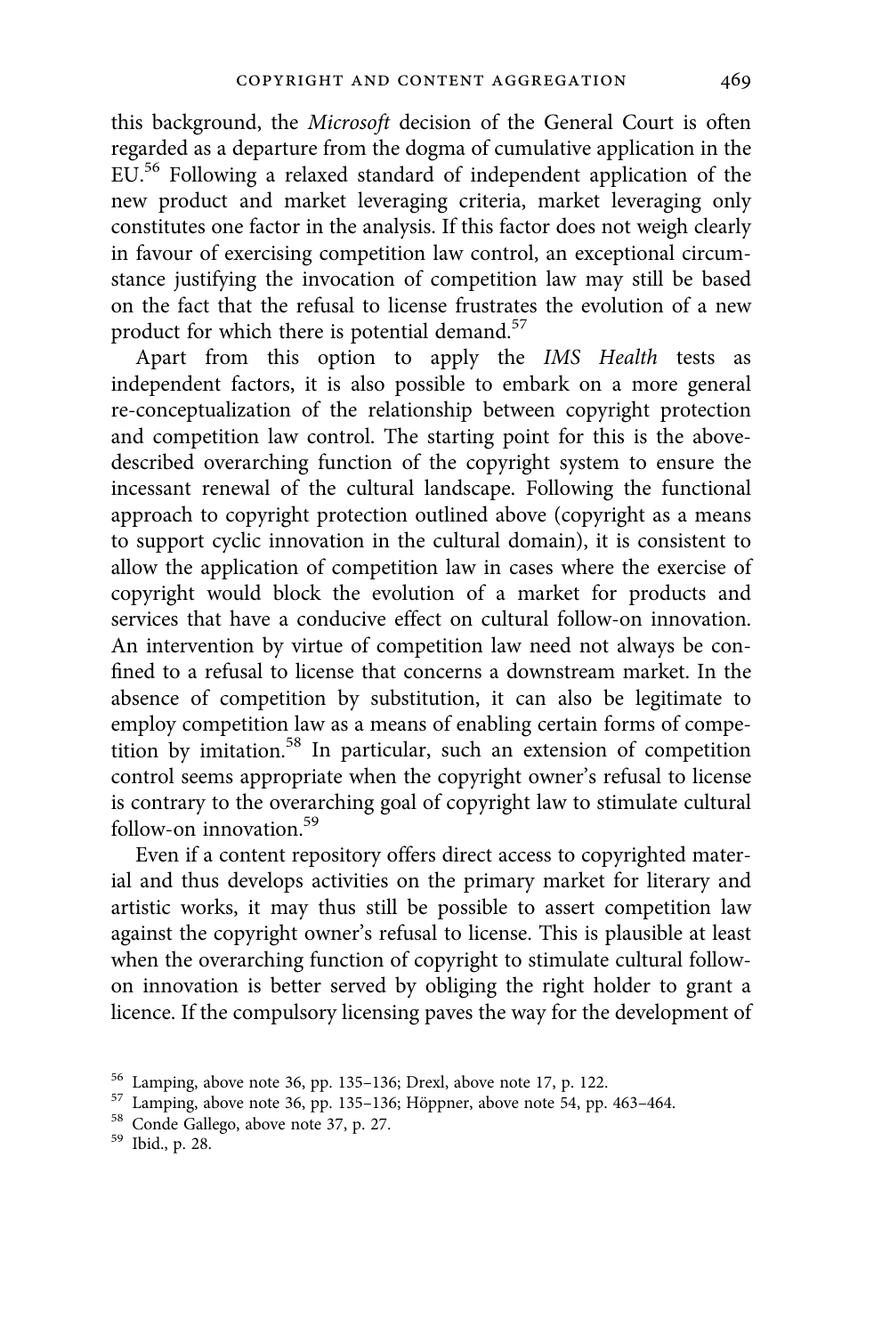this background, the *Microsoft* decision of the General Court is often regarded as a departure from the dogma of cumulative application in the EU.[56] Following a relaxed standard of independent application of the new product and market leveraging criteria, market leveraging only constitutes one factor in the analysis. If this factor does not weigh clearly in favour of exercising competition law control, an exceptional circumstance justifying the invocation of competition law may still be based on the fact that the refusal to license frustrates the evolution of a new product for which there is potential demand.[57]

Apart from this option to apply the *IMS Health* tests as independent factors, it is also possible to embark on a more general re-conceptualization of the relationship between copyright protection and competition law control. The starting point for this is the above-described overarching function of the copyright system to ensure the incessant renewal of the cultural landscape. Following the functional approach to copyright protection outlined above (copyright as a means to support cyclic innovation in the cultural domain), it is consistent to allow the application of competition law in cases where the exercise of copyright would block the evolution of a market for products and services that have a conducive effect on cultural follow-on innovation. An intervention by virtue of competition law need not always be confined to a refusal to license that concerns a downstream market. In the absence of competition by substitution, it can also be legitimate to employ competition law as a means of enabling certain forms of competition by imitation.[58] In particular, such an extension of competition control seems appropriate when the copyright owner's refusal to license is contrary to the overarching goal of copyright law to stimulate cultural follow-on innovation.[59]

Even if a content repository offers direct access to copyrighted material and thus develops activities on the primary market for literary and artistic works, it may thus still be possible to assert competition law against the copyright owner's refusal to license. This is plausible at least when the overarching function of copyright to stimulate cultural follow-on innovation is better served by obliging the right holder to grant a licence. If the compulsory licensing paves the way for the development of

[56] Lamping, above note 36, pp. 135–136; Drexl, above note 17, p. 122.

[57] Lamping, above note 36, pp. 135–136; Höppner, above note 54, pp. 463–464.

[58] Conde Gallego, above note 37, p. 27.

[59] Ibid., p. 28.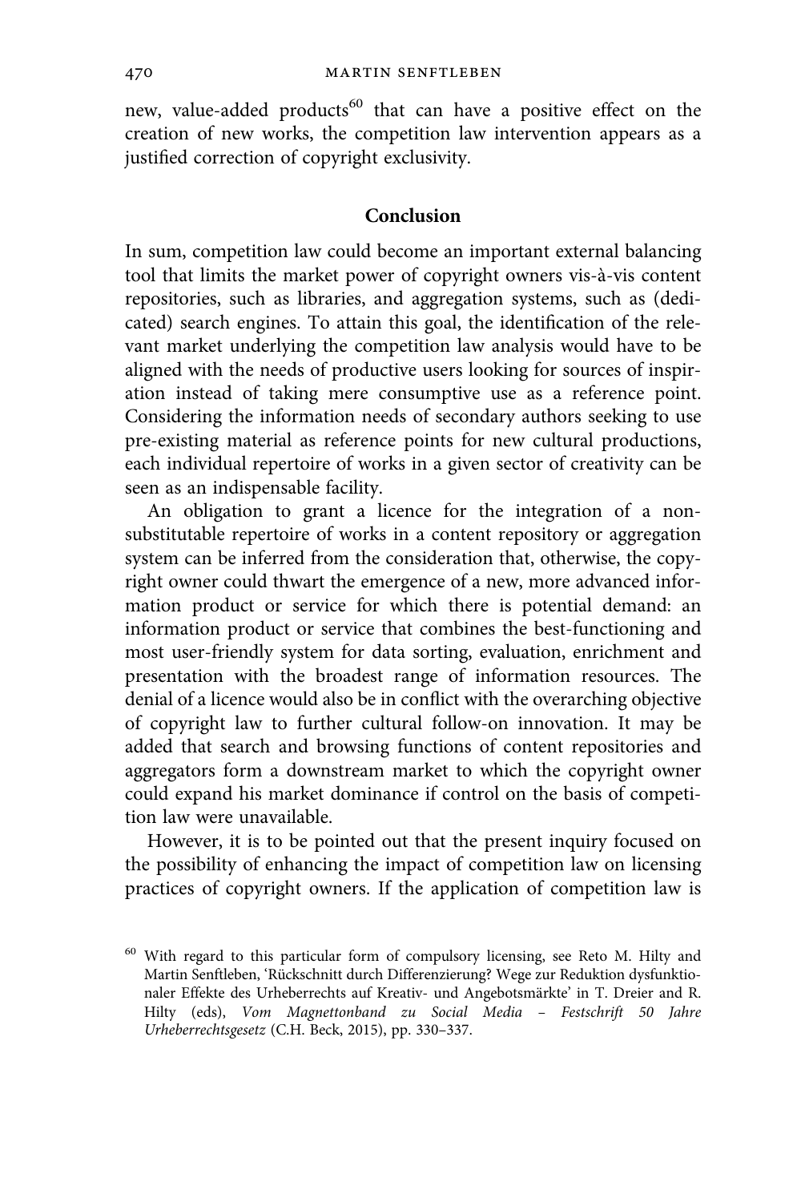new, value-added products[60] that can have a positive effect on the creation of new works, the competition law intervention appears as a justified correction of copyright exclusivity.

## Conclusion

In sum, competition law could become an important external balancing tool that limits the market power of copyright owners vis-à-vis content repositories, such as libraries, and aggregation systems, such as (dedicated) search engines. To attain this goal, the identification of the relevant market underlying the competition law analysis would have to be aligned with the needs of productive users looking for sources of inspiration instead of taking mere consumptive use as a reference point. Considering the information needs of secondary authors seeking to use pre-existing material as reference points for new cultural productions, each individual repertoire of works in a given sector of creativity can be seen as an indispensable facility.

An obligation to grant a licence for the integration of a non-substitutable repertoire of works in a content repository or aggregation system can be inferred from the consideration that, otherwise, the copyright owner could thwart the emergence of a new, more advanced information product or service for which there is potential demand: an information product or service that combines the best-functioning and most user-friendly system for data sorting, evaluation, enrichment and presentation with the broadest range of information resources. The denial of a licence would also be in conflict with the overarching objective of copyright law to further cultural follow-on innovation. It may be added that search and browsing functions of content repositories and aggregators form a downstream market to which the copyright owner could expand his market dominance if control on the basis of competition law were unavailable.

However, it is to be pointed out that the present inquiry focused on the possibility of enhancing the impact of competition law on licensing practices of copyright owners. If the application of competition law is

[60] With regard to this particular form of compulsory licensing, see Reto M. Hilty and Martin Senftleben, 'Rückschnitt durch Differenzierung? Wege zur Reduktion dysfunktionaler Effekte des Urheberrechts auf Kreativ- und Angebotsmärkte' in T. Dreier and R. Hilty (eds), *Vom Magnettonband zu Social Media – Festschrift 50 Jahre Urheberrechtsgesetz* (C.H. Beck, 2015), pp. 330–337.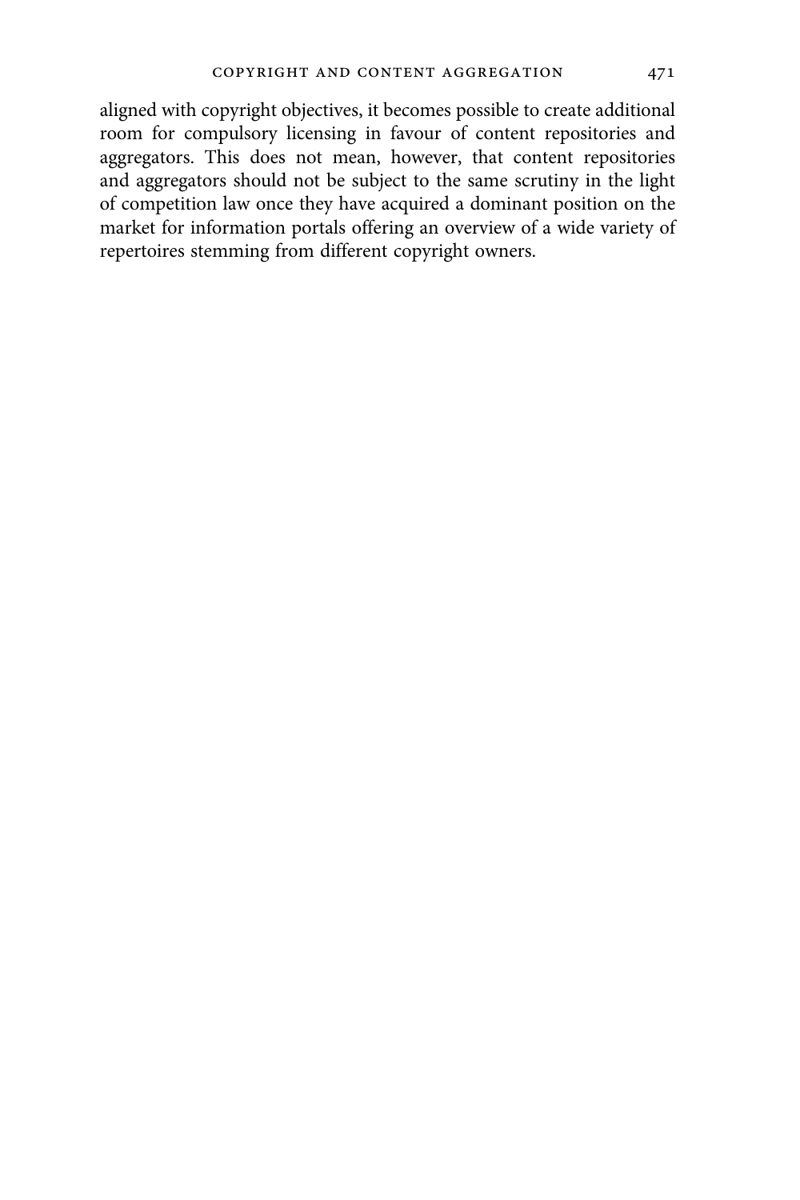aligned with copyright objectives, it becomes possible to create additional room for compulsory licensing in favour of content repositories and aggregators. This does not mean, however, that content repositories and aggregators should not be subject to the same scrutiny in the light of competition law once they have acquired a dominant position on the market for information portals offering an overview of a wide variety of repertoires stemming from different copyright owners.